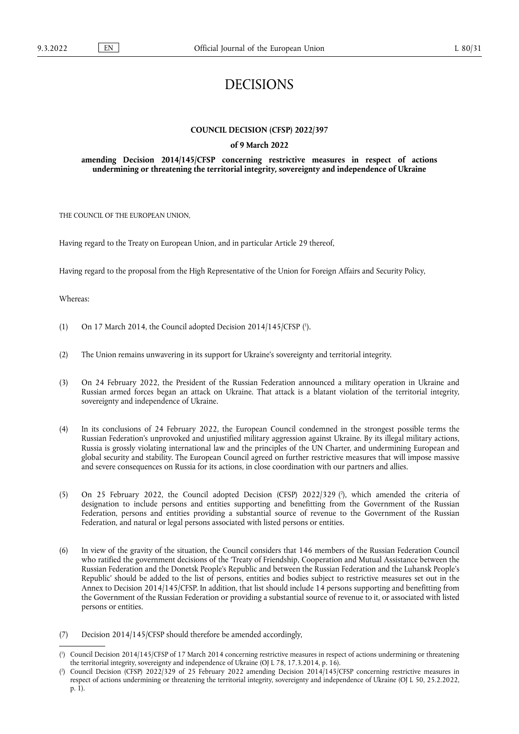# DECISIONS

## COUNCIL DECISION (CFSP) 2022/397

### of 9 March 2022

### amending Decision 2014/145/CFSP concerning restrictive measures in respect of actions undermining or threatening the territorial integrity, sovereignty and independence of Ukraine

THE COUNCIL OF THE EUROPEAN UNION,

Having regard to the Treaty on European Union, and in particular Article 29 thereof,

Having regard to the proposal from the High Representative of the Union for Foreign Affairs and Security Policy,

Whereas:

(1) On 17 March 2014, the Council adopted Decision 2014/145/CFSP [1].

(2) The Union remains unwavering in its support for Ukraine's sovereignty and territorial integrity.

(3) On 24 February 2022, the President of the Russian Federation announced a military operation in Ukraine and Russian armed forces began an attack on Ukraine. That attack is a blatant violation of the territorial integrity, sovereignty and independence of Ukraine.

(4) In its conclusions of 24 February 2022, the European Council condemned in the strongest possible terms the Russian Federation's unprovoked and unjustified military aggression against Ukraine. By its illegal military actions, Russia is grossly violating international law and the principles of the UN Charter, and undermining European and global security and stability. The European Council agreed on further restrictive measures that will impose massive and severe consequences on Russia for its actions, in close coordination with our partners and allies.

(5) On 25 February 2022, the Council adopted Decision (CFSP) 2022/329 [2], which amended the criteria of designation to include persons and entities supporting and benefitting from the Government of the Russian Federation, persons and entities providing a substantial source of revenue to the Government of the Russian Federation, and natural or legal persons associated with listed persons or entities.

(6) In view of the gravity of the situation, the Council considers that 146 members of the Russian Federation Council who ratified the government decisions of the 'Treaty of Friendship, Cooperation and Mutual Assistance between the Russian Federation and the Donetsk People's Republic and between the Russian Federation and the Luhansk People's Republic' should be added to the list of persons, entities and bodies subject to restrictive measures set out in the Annex to Decision 2014/145/CFSP. In addition, that list should include 14 persons supporting and benefitting from the Government of the Russian Federation or providing a substantial source of revenue to it, or associated with listed persons or entities.

(7) Decision 2014/145/CFSP should therefore be amended accordingly,

---

[1] Council Decision 2014/145/CFSP of 17 March 2014 concerning restrictive measures in respect of actions undermining or threatening the territorial integrity, sovereignty and independence of Ukraine (OJ L 78, 17.3.2014, p. 16).

[2] Council Decision (CFSP) 2022/329 of 25 February 2022 amending Decision 2014/145/CFSP concerning restrictive measures in respect of actions undermining or threatening the territorial integrity, sovereignty and independence of Ukraine (OJ L 50, 25.2.2022, p. 1).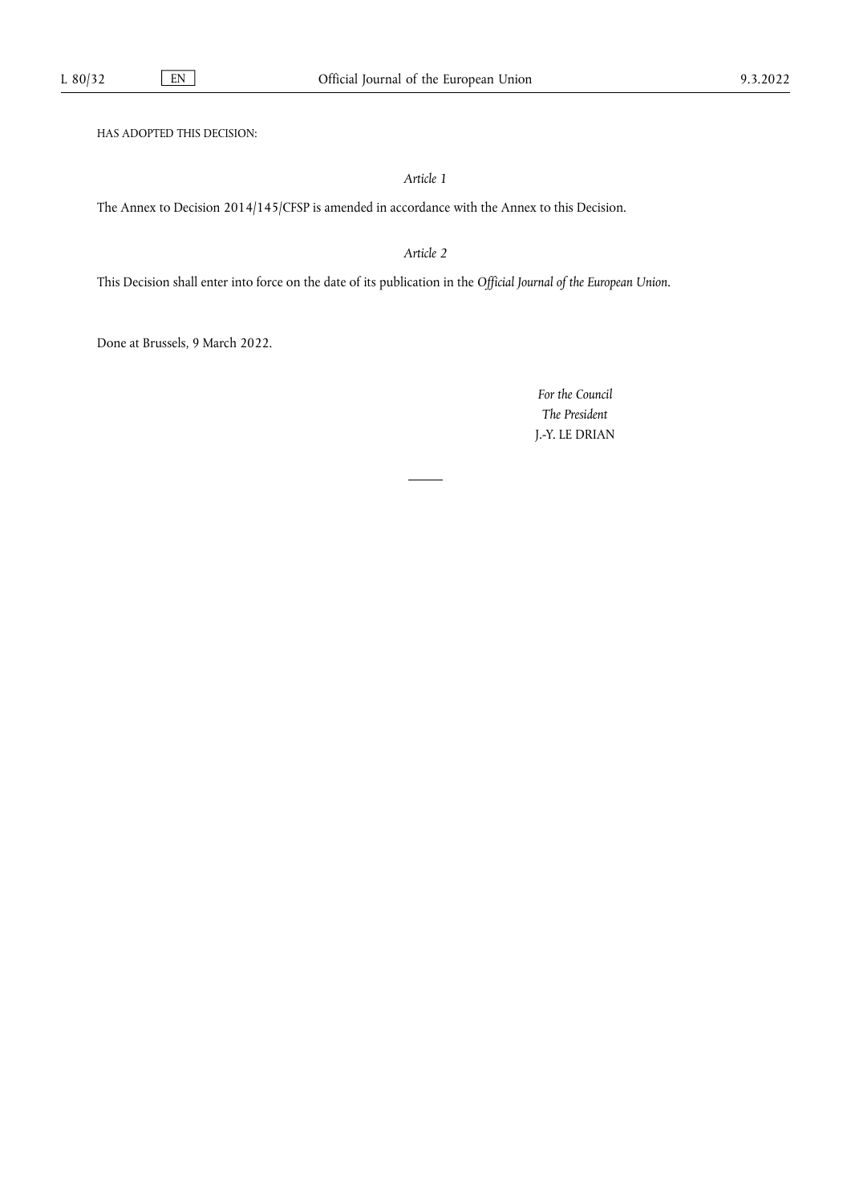HAS ADOPTED THIS DECISION:

*Article 1*

The Annex to Decision 2014/145/CFSP is amended in accordance with the Annex to this Decision.

*Article 2*

This Decision shall enter into force on the date of its publication in the *Official Journal of the European Union*.

Done at Brussels, 9 March 2022.

*For the Council*

*The President*

J.-Y. LE DRIAN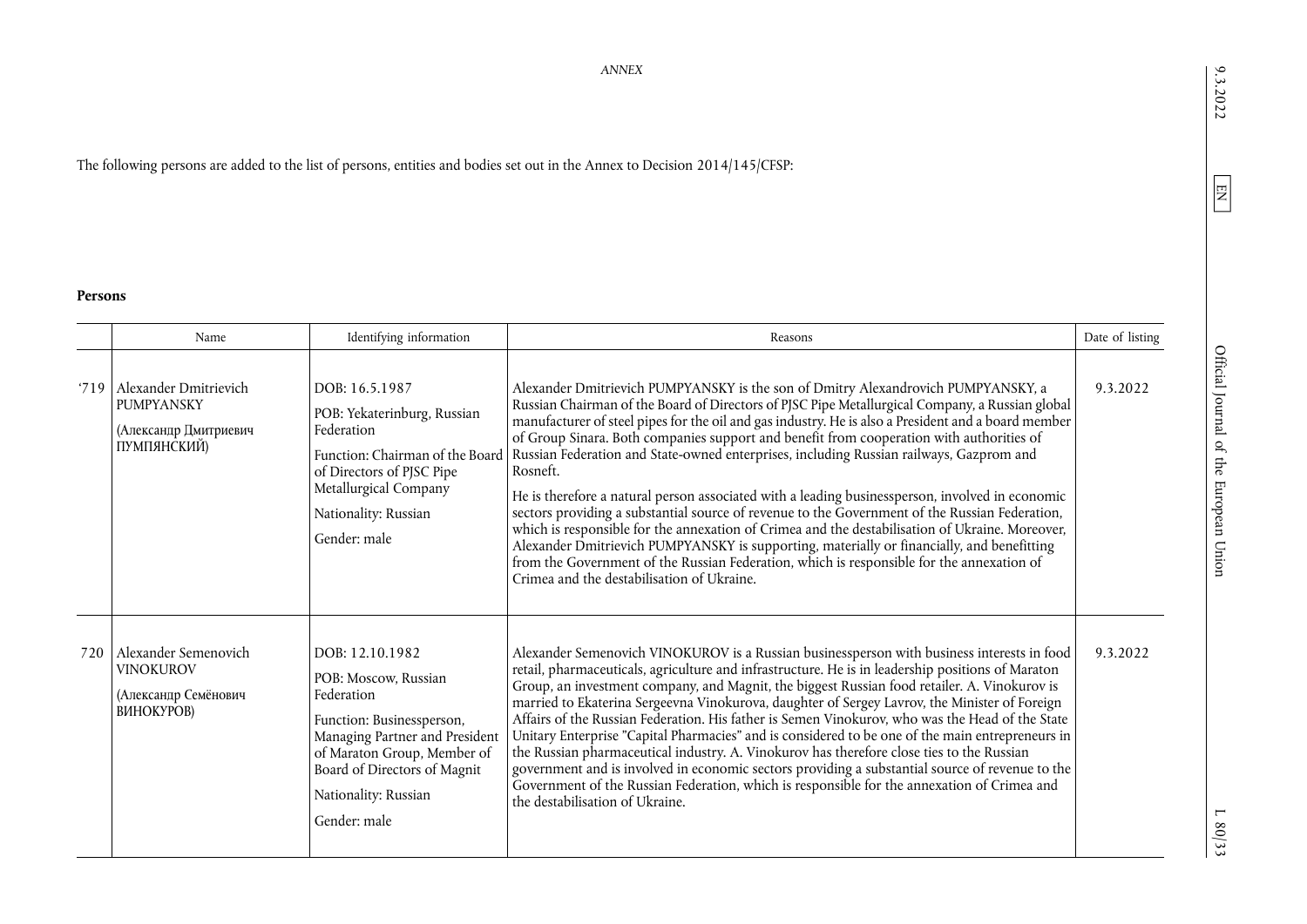*ANNEX*

The following persons are added to the list of persons, entities and bodies set out in the Annex to Decision 2014/145/CFSP:

**Persons**

| | Name | Identifying information | Reasons | Date of listing |
|---|---|---|---|---|
| '719 | Alexander Dmitrievich PUMPYANSKY (Александр Дмитриевич ПУМПЯНСКИЙ) | DOB: 16.5.1987<br>POB: Yekaterinburg, Russian Federation<br>Function: Chairman of the Board of Directors of PJSC Pipe Metallurgical Company<br>Nationality: Russian<br>Gender: male | Alexander Dmitrievich PUMPYANSKY is the son of Dmitry Alexandrovich PUMPYANSKY, a Russian Chairman of the Board of Directors of PJSC Pipe Metallurgical Company, a Russian global manufacturer of steel pipes for the oil and gas industry. He is also a President and a board member of Group Sinara. Both companies support and benefit from cooperation with authorities of Russian Federation and State-owned enterprises, including Russian railways, Gazprom and Rosneft.<br>He is therefore a natural person associated with a leading businessperson, involved in economic sectors providing a substantial source of revenue to the Government of the Russian Federation, which is responsible for the annexation of Crimea and the destabilisation of Ukraine. Moreover, Alexander Dmitrievich PUMPYANSKY is supporting, materially or financially, and benefitting from the Government of the Russian Federation, which is responsible for the annexation of Crimea and the destabilisation of Ukraine. | 9.3.2022 |
| 720 | Alexander Semenovich VINOKUROV (Александр Семёнович ВИНОКУРОВ) | DOB: 12.10.1982<br>POB: Moscow, Russian Federation<br>Function: Businessperson, Managing Partner and President of Maraton Group, Member of Board of Directors of Magnit<br>Nationality: Russian<br>Gender: male | Alexander Semenovich VINOKUROV is a Russian businessperson with business interests in food retail, pharmaceuticals, agriculture and infrastructure. He is in leadership positions of Maraton Group, an investment company, and Magnit, the biggest Russian food retailer. A. Vinokurov is married to Ekaterina Sergeevna Vinokurova, daughter of Sergey Lavrov, the Minister of Foreign Affairs of the Russian Federation. His father is Semen Vinokurov, who was the Head of the State Unitary Enterprise "Capital Pharmacies" and is considered to be one of the main entrepreneurs in the Russian pharmaceutical industry. A. Vinokurov has therefore close ties to the Russian government and is involved in economic sectors providing a substantial source of revenue to the Government of the Russian Federation, which is responsible for the annexation of Crimea and the destabilisation of Ukraine. | 9.3.2022 |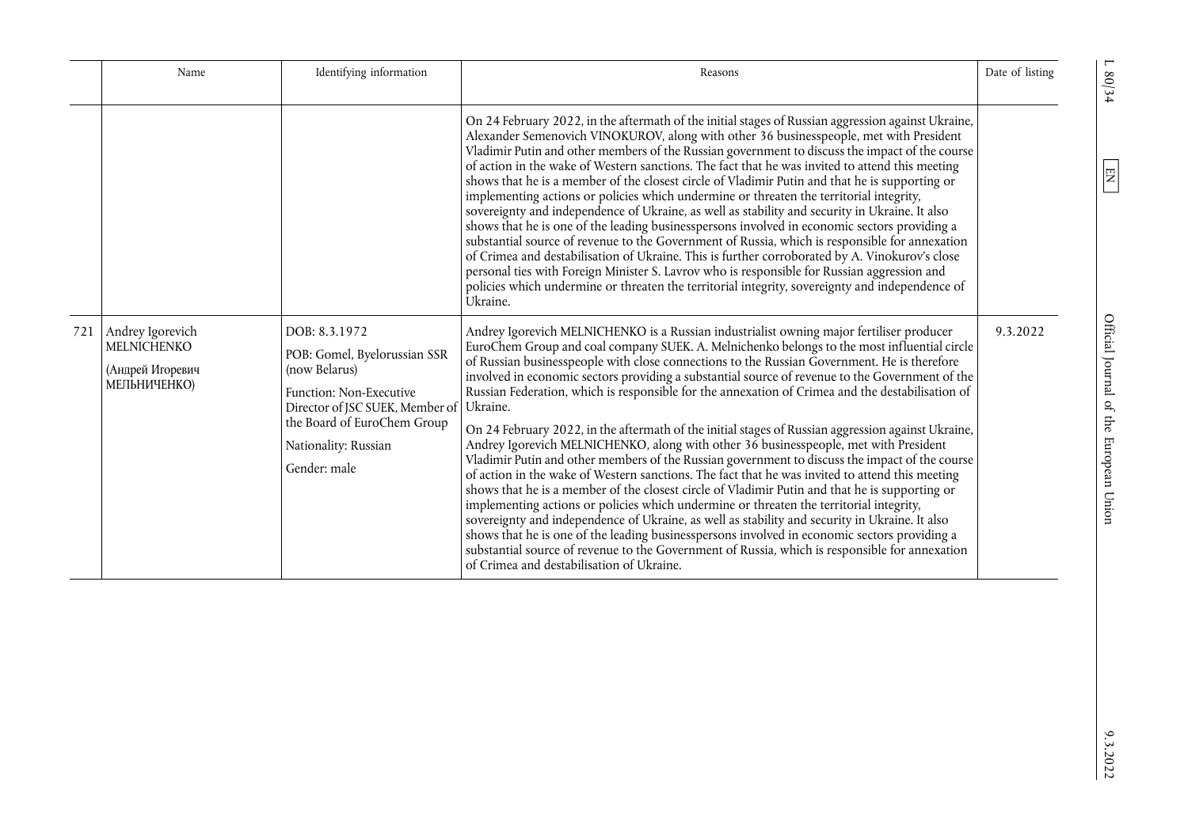| | Name | Identifying information | Reasons | Date of listing |
|---|---|---|---|---|
| | | | On 24 February 2022, in the aftermath of the initial stages of Russian aggression against Ukraine, Alexander Semenovich VINOKUROV, along with other 36 businesspeople, met with President Vladimir Putin and other members of the Russian government to discuss the impact of the course of action in the wake of Western sanctions. The fact that he was invited to attend this meeting shows that he is a member of the closest circle of Vladimir Putin and that he is supporting or implementing actions or policies which undermine or threaten the territorial integrity, sovereignty and independence of Ukraine, as well as stability and security in Ukraine. It also shows that he is one of the leading businesspersons involved in economic sectors providing a substantial source of revenue to the Government of Russia, which is responsible for annexation of Crimea and destabilisation of Ukraine. This is further corroborated by A. Vinokurov's close personal ties with Foreign Minister S. Lavrov who is responsible for Russian aggression and policies which undermine or threaten the territorial integrity, sovereignty and independence of Ukraine. | |
| 721 | Andrey Igorevich MELNICHENKO (Андрей Игоревич МЕЛЬНИЧЕНКО) | DOB: 8.3.1972<br><br>POB: Gomel, Byelorussian SSR (now Belarus)<br><br>Function: Non-Executive Director of JSC SUEK, Member of the Board of EuroChem Group<br><br>Nationality: Russian<br><br>Gender: male | Andrey Igorevich MELNICHENKO is a Russian industrialist owning major fertiliser producer EuroChem Group and coal company SUEK. A. Melnichenko belongs to the most influential circle of Russian businesspeople with close connections to the Russian Government. He is therefore involved in economic sectors providing a substantial source of revenue to the Government of the Russian Federation, which is responsible for the annexation of Crimea and the destabilisation of Ukraine.<br><br>On 24 February 2022, in the aftermath of the initial stages of Russian aggression against Ukraine, Andrey Igorevich MELNICHENKO, along with other 36 businesspeople, met with President Vladimir Putin and other members of the Russian government to discuss the impact of the course of action in the wake of Western sanctions. The fact that he was invited to attend this meeting shows that he is a member of the closest circle of Vladimir Putin and that he is supporting or implementing actions or policies which undermine or threaten the territorial integrity, sovereignty and independence of Ukraine, as well as stability and security in Ukraine. It also shows that he is one of the leading businesspersons involved in economic sectors providing a substantial source of revenue to the Government of Russia, which is responsible for annexation of Crimea and destabilisation of Ukraine. | 9.3.2022 |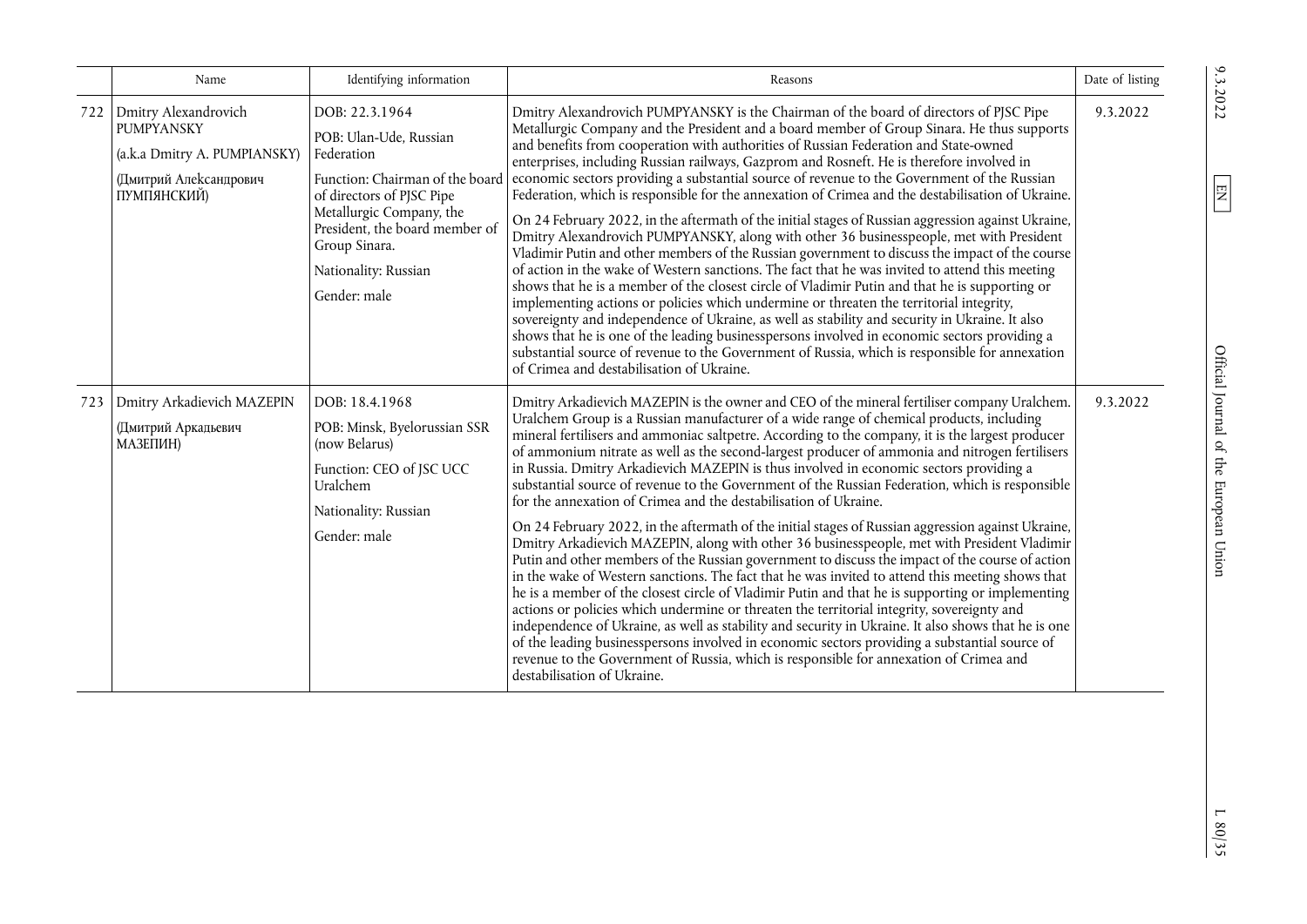| | Name | Identifying information | Reasons | Date of listing |
|---|---|---|---|---|
| 722 | Dmitry Alexandrovich PUMPYANSKY (a.k.a Dmitry A. PUMPIANSKY) (Дмитрий Александрович ПУМПЯНСКИЙ) | DOB: 22.3.1964<br>POB: Ulan-Ude, Russian Federation<br>Function: Chairman of the board of directors of PJSC Pipe Metallurgic Company, the President, the board member of Group Sinara.<br>Nationality: Russian<br>Gender: male | Dmitry Alexandrovich PUMPYANSKY is the Chairman of the board of directors of PJSC Pipe Metallurgic Company and the President and a board member of Group Sinara. He thus supports and benefits from cooperation with authorities of Russian Federation and State-owned enterprises, including Russian railways, Gazprom and Rosneft. He is therefore involved in economic sectors providing a substantial source of revenue to the Government of the Russian Federation, which is responsible for the annexation of Crimea and the destabilisation of Ukraine.<br>On 24 February 2022, in the aftermath of the initial stages of Russian aggression against Ukraine, Dmitry Alexandrovich PUMPYANSKY, along with other 36 businesspeople, met with President Vladimir Putin and other members of the Russian government to discuss the impact of the course of action in the wake of Western sanctions. The fact that he was invited to attend this meeting shows that he is a member of the closest circle of Vladimir Putin and that he is supporting or implementing actions or policies which undermine or threaten the territorial integrity, sovereignty and independence of Ukraine, as well as stability and security in Ukraine. It also shows that he is one of the leading businesspersons involved in economic sectors providing a substantial source of revenue to the Government of Russia, which is responsible for annexation of Crimea and destabilisation of Ukraine. | 9.3.2022 |
| 723 | Dmitry Arkadievich MAZEPIN (Дмитрий Аркадьевич МАЗЕПИН) | DOB: 18.4.1968<br>POB: Minsk, Byelorussian SSR (now Belarus)<br>Function: CEO of JSC UCC Uralchem<br>Nationality: Russian<br>Gender: male | Dmitry Arkadievich MAZEPIN is the owner and CEO of the mineral fertiliser company Uralchem. Uralchem Group is a Russian manufacturer of a wide range of chemical products, including mineral fertilisers and ammoniac saltpetre. According to the company, it is the largest producer of ammonium nitrate as well as the second-largest producer of ammonia and nitrogen fertilisers in Russia. Dmitry Arkadievich MAZEPIN is thus involved in economic sectors providing a substantial source of revenue to the Government of the Russian Federation, which is responsible for the annexation of Crimea and the destabilisation of Ukraine.<br>On 24 February 2022, in the aftermath of the initial stages of Russian aggression against Ukraine, Dmitry Arkadievich MAZEPIN, along with other 36 businesspeople, met with President Vladimir Putin and other members of the Russian government to discuss the impact of the course of action in the wake of Western sanctions. The fact that he was invited to attend this meeting shows that he is a member of the closest circle of Vladimir Putin and that he is supporting or implementing actions or policies which undermine or threaten the territorial integrity, sovereignty and independence of Ukraine, as well as stability and security in Ukraine. It also shows that he is one of the leading businesspersons involved in economic sectors providing a substantial source of revenue to the Government of Russia, which is responsible for annexation of Crimea and destabilisation of Ukraine. | 9.3.2022 |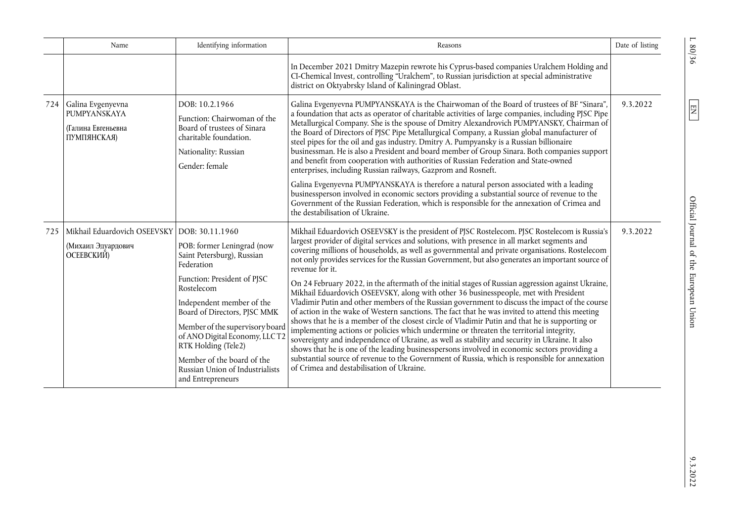|  | Name | Identifying information | Reasons | Date of listing |
|---|---|---|---|---|
|  |  |  | In December 2021 Dmitry Mazepin rewrote his Cyprus-based companies Uralchem Holding and CI-Chemical Invest, controlling "Uralchem", to Russian jurisdiction at special administrative district on Oktyabrsky Island of Kaliningrad Oblast. |  |
| 724 | Galina Evgenyevna PUMPYANSKAYA<br><br>(Галина Евгеньевна ПУМПЯНСКАЯ) | DOB: 10.2.1966<br><br>Function: Chairwoman of the Board of trustees of Sinara charitable foundation.<br><br>Nationality: Russian<br><br>Gender: female | Galina Evgenyevna PUMPYANSKAYA is the Chairwoman of the Board of trustees of BF "Sinara", a foundation that acts as operator of charitable activities of large companies, including PJSC Pipe Metallurgical Company. She is the spouse of Dmitry Alexandrovich PUMPYANSKY, Chairman of the Board of Directors of PJSC Pipe Metallurgical Company, a Russian global manufacturer of steel pipes for the oil and gas industry. Dmitry A. Pumpyansky is a Russian billionaire businessman. He is also a President and board member of Group Sinara. Both companies support and benefit from cooperation with authorities of Russian Federation and State-owned enterprises, including Russian railways, Gazprom and Rosneft.<br><br>Galina Evgenyevna PUMPYANSKAYA is therefore a natural person associated with a leading businessperson involved in economic sectors providing a substantial source of revenue to the Government of the Russian Federation, which is responsible for the annexation of Crimea and the destabilisation of Ukraine. | 9.3.2022 |
| 725 | Mikhail Eduardovich OSEEVSKY<br><br>(Михаил Эдуардович ОСЕЕВСКИЙ) | DOB: 30.11.1960<br><br>POB: former Leningrad (now Saint Petersburg), Russian Federation<br><br>Function: President of PJSC Rostelecom<br><br>Independent member of the Board of Directors, PJSC MMK<br><br>Member of the supervisory board of ANO Digital Economy, LLC T2 RTK Holding (Tele2)<br><br>Member of the board of the Russian Union of Industrialists and Entrepreneurs | Mikhail Eduardovich OSEEVSKY is the president of PJSC Rostelecom. PJSC Rostelecom is Russia's largest provider of digital services and solutions, with presence in all market segments and covering millions of households, as well as governmental and private organisations. Rostelecom not only provides services for the Russian Government, but also generates an important source of revenue for it.<br><br>On 24 February 2022, in the aftermath of the initial stages of Russian aggression against Ukraine, Mikhail Eduardovich OSEEVSKY, along with other 36 businesspeople, met with President Vladimir Putin and other members of the Russian government to discuss the impact of the course of action in the wake of Western sanctions. The fact that he was invited to attend this meeting shows that he is a member of the closest circle of Vladimir Putin and that he is supporting or implementing actions or policies which undermine or threaten the territorial integrity, sovereignty and independence of Ukraine, as well as stability and security in Ukraine. It also shows that he is one of the leading businesspersons involved in economic sectors providing a substantial source of revenue to the Government of Russia, which is responsible for annexation of Crimea and destabilisation of Ukraine. | 9.3.2022 |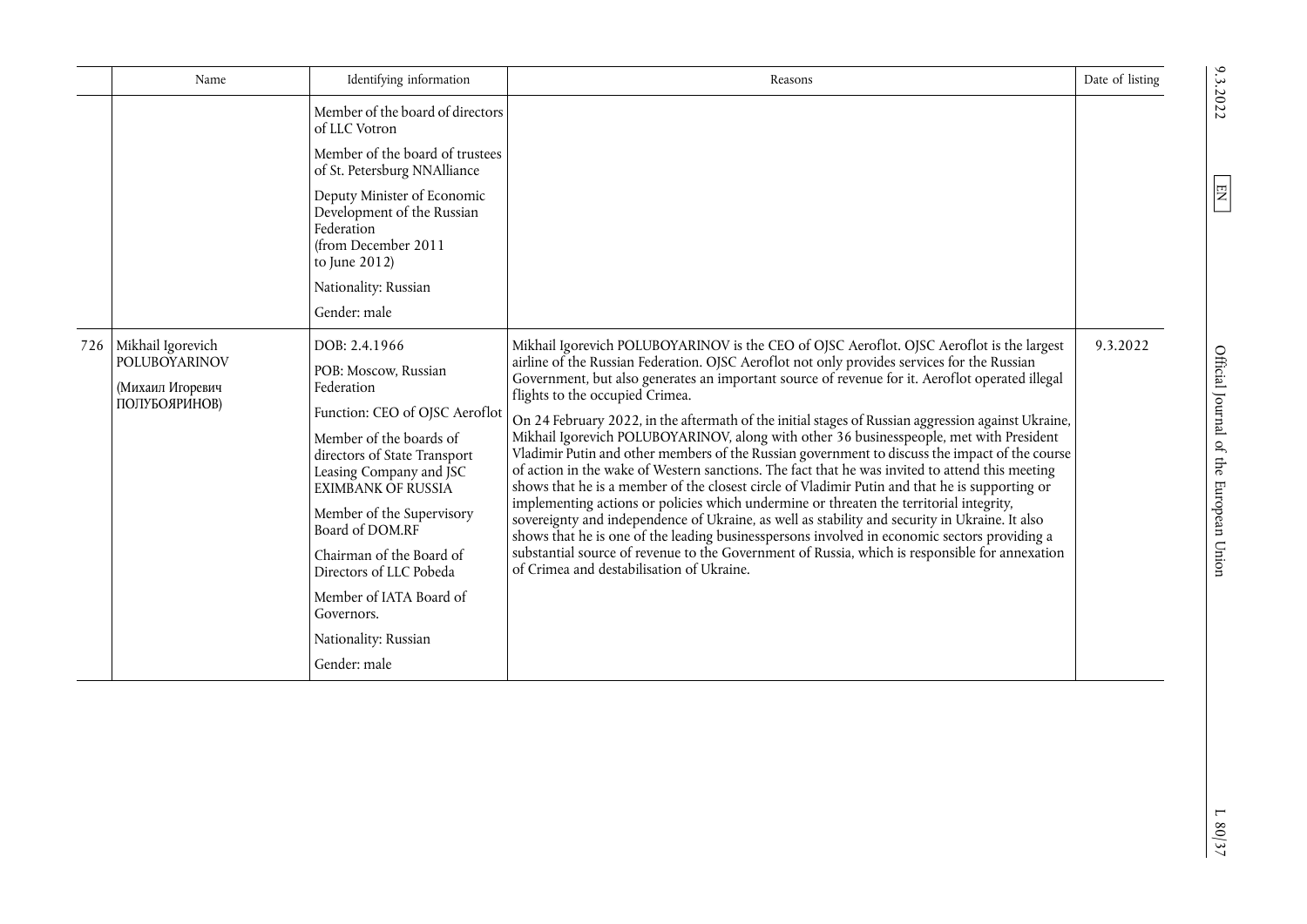| | Name | Identifying information | Reasons | Date of listing |
|---|---|---|---|---|
| | | Member of the board of directors of LLC Votron<br><br>Member of the board of trustees of St. Petersburg NNAlliance<br><br>Deputy Minister of Economic Development of the Russian Federation (from December 2011 to June 2012)<br><br>Nationality: Russian<br><br>Gender: male | | |
| 726 | Mikhail Igorevich POLUBOYARINOV<br><br>(Михаил Игоревич ПОЛУБОЯРИНОВ) | DOB: 2.4.1966<br><br>POB: Moscow, Russian Federation<br><br>Function: CEO of OJSC Aeroflot<br><br>Member of the boards of directors of State Transport Leasing Company and JSC EXIMBANK OF RUSSIA<br><br>Member of the Supervisory Board of DOM.RF<br><br>Chairman of the Board of Directors of LLC Pobeda<br><br>Member of IATA Board of Governors.<br><br>Nationality: Russian<br><br>Gender: male | Mikhail Igorevich POLUBOYARINOV is the CEO of OJSC Aeroflot. OJSC Aeroflot is the largest airline of the Russian Federation. OJSC Aeroflot not only provides services for the Russian Government, but also generates an important source of revenue for it. Aeroflot operated illegal flights to the occupied Crimea.<br><br>On 24 February 2022, in the aftermath of the initial stages of Russian aggression against Ukraine, Mikhail Igorevich POLUBOYARINOV, along with other 36 businesspeople, met with President Vladimir Putin and other members of the Russian government to discuss the impact of the course of action in the wake of Western sanctions. The fact that he was invited to attend this meeting shows that he is a member of the closest circle of Vladimir Putin and that he is supporting or implementing actions or policies which undermine or threaten the territorial integrity, sovereignty and independence of Ukraine, as well as stability and security in Ukraine. It also shows that he is one of the leading businesspersons involved in economic sectors providing a substantial source of revenue to the Government of Russia, which is responsible for annexation of Crimea and destabilisation of Ukraine. | 9.3.2022 |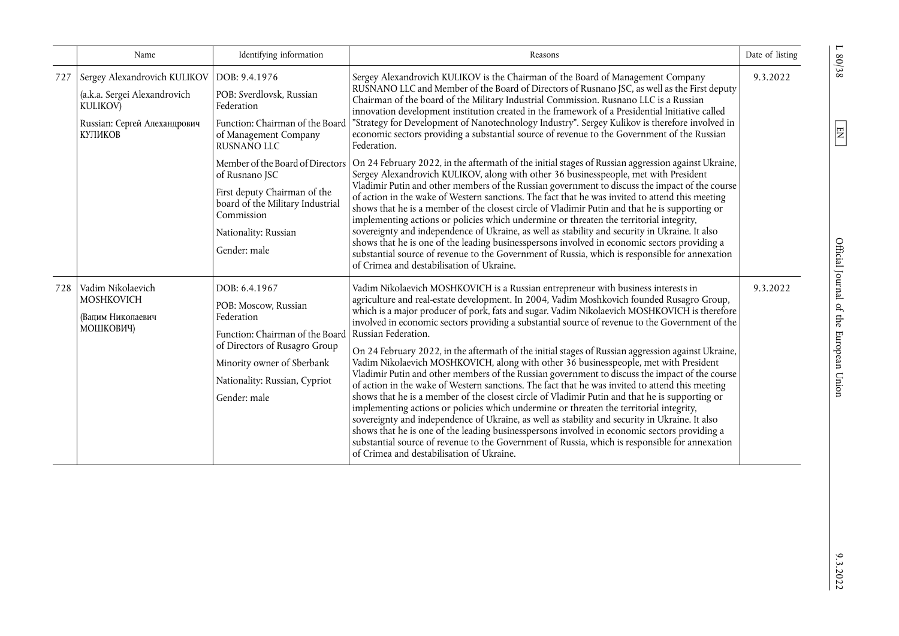|  | Name | Identifying information | Reasons | Date of listing |
|---|---|---|---|---|
| 727 | Sergey Alexandrovich KULIKOV (a.k.a. Sergei Alexandrovich KULIKOV) Russian: Сергей Александрович КУЛИКОВ | DOB: 9.4.1976 POB: Sverdlovsk, Russian Federation Function: Chairman of the Board of Management Company RUSNANO LLC Member of the Board of Directors of Rusnano JSC First deputy Chairman of the board of the Military Industrial Commission Nationality: Russian Gender: male | Sergey Alexandrovich KULIKOV is the Chairman of the Board of Management Company RUSNANO LLC and Member of the Board of Directors of Rusnano JSC, as well as the First deputy Chairman of the board of the Military Industrial Commission. Rusnano LLC is a Russian innovation development institution created in the framework of a Presidential Initiative called "Strategy for Development of Nanotechnology Industry". Sergey Kulikov is therefore involved in economic sectors providing a substantial source of revenue to the Government of the Russian Federation. On 24 February 2022, in the aftermath of the initial stages of Russian aggression against Ukraine, Sergey Alexandrovich KULIKOV, along with other 36 businesspeople, met with President Vladimir Putin and other members of the Russian government to discuss the impact of the course of action in the wake of Western sanctions. The fact that he was invited to attend this meeting shows that he is a member of the closest circle of Vladimir Putin and that he is supporting or implementing actions or policies which undermine or threaten the territorial integrity, sovereignty and independence of Ukraine, as well as stability and security in Ukraine. It also shows that he is one of the leading businesspersons involved in economic sectors providing a substantial source of revenue to the Government of Russia, which is responsible for annexation of Crimea and destabilisation of Ukraine. | 9.3.2022 |
| 728 | Vadim Nikolaevich MOSHKOVICH (Вадим Николаевич МОШКОВИЧ) | DOB: 6.4.1967 POB: Moscow, Russian Federation Function: Chairman of the Board of Directors of Rusagro Group Minority owner of Sberbank Nationality: Russian, Cypriot Gender: male | Vadim Nikolaevich MOSHKOVICH is a Russian entrepreneur with business interests in agriculture and real-estate development. In 2004, Vadim Moshkovich founded Rusagro Group, which is a major producer of pork, fats and sugar. Vadim Nikolaevich MOSHKOVICH is therefore involved in economic sectors providing a substantial source of revenue to the Government of the Russian Federation. On 24 February 2022, in the aftermath of the initial stages of Russian aggression against Ukraine, Vadim Nikolaevich MOSHKOVICH, along with other 36 businesspeople, met with President Vladimir Putin and other members of the Russian government to discuss the impact of the course of action in the wake of Western sanctions. The fact that he was invited to attend this meeting shows that he is a member of the closest circle of Vladimir Putin and that he is supporting or implementing actions or policies which undermine or threaten the territorial integrity, sovereignty and independence of Ukraine, as well as stability and security in Ukraine. It also shows that he is one of the leading businesspersons involved in economic sectors providing a substantial source of revenue to the Government of Russia, which is responsible for annexation of Crimea and destabilisation of Ukraine. | 9.3.2022 |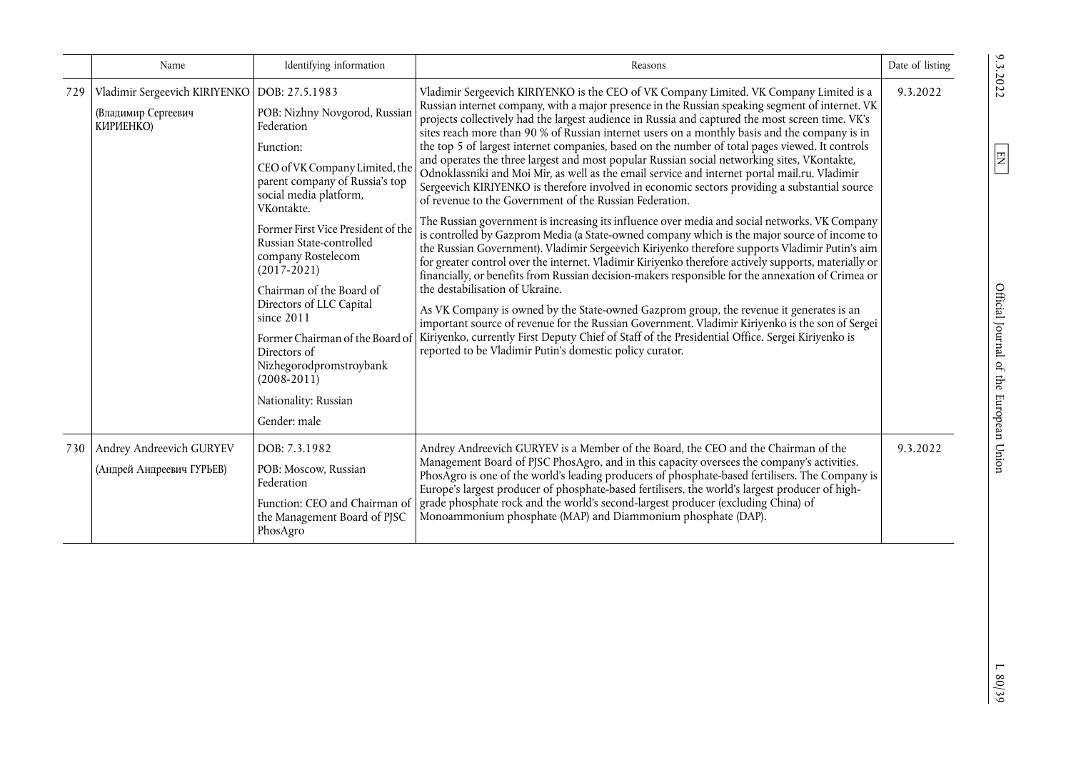|  | Name | Identifying information | Reasons | Date of listing |
|---|---|---|---|---|
| 729 | Vladimir Sergeevich KIRIYENKO (Владимир Сергеевич КИРИЕНКО) | DOB: 27.5.1983<br>POB: Nizhny Novgorod, Russian Federation<br>Function:<br>CEO of VK Company Limited, the parent company of Russia's top social media platform, VKontakte.<br>Former First Vice President of the Russian State-controlled company Rostelecom (2017-2021)<br>Chairman of the Board of Directors of LLC Capital since 2011<br>Former Chairman of the Board of Directors of Nizhegorodpromstroybank (2008-2011)<br>Nationality: Russian<br>Gender: male | Vladimir Sergeevich KIRIYENKO is the CEO of VK Company Limited. VK Company Limited is a Russian internet company, with a major presence in the Russian speaking segment of internet. VK projects collectively had the largest audience in Russia and captured the most screen time. VK's sites reach more than 90 % of Russian internet users on a monthly basis and the company is in the top 5 of largest internet companies, based on the number of total pages viewed. It controls and operates the three largest and most popular Russian social networking sites, VKontakte, Odnoklassniki and Moi Mir, as well as the email service and internet portal mail.ru. Vladimir Sergeevich KIRIYENKO is therefore involved in economic sectors providing a substantial source of revenue to the Government of the Russian Federation.<br>The Russian government is increasing its influence over media and social networks. VK Company is controlled by Gazprom Media (a State-owned company which is the major source of income to the Russian Government). Vladimir Sergeevich Kiriyenko therefore supports Vladimir Putin's aim for greater control over the internet. Vladimir Kiriyenko therefore actively supports, materially or financially, or benefits from Russian decision-makers responsible for the annexation of Crimea or the destabilisation of Ukraine.<br>As VK Company is owned by the State-owned Gazprom group, the revenue it generates is an important source of revenue for the Russian Government. Vladimir Kiriyenko is the son of Sergei Kiriyenko, currently First Deputy Chief of Staff of the Presidential Office. Sergei Kiriyenko is reported to be Vladimir Putin's domestic policy curator. | 9.3.2022 |
| 730 | Andrey Andreevich GURYEV (Андрей Андреевич ГУРЬЕВ) | DOB: 7.3.1982<br>POB: Moscow, Russian Federation<br>Function: CEO and Chairman of the Management Board of PJSC PhosAgro | Andrey Andreevich GURYEV is a Member of the Board, the CEO and the Chairman of the Management Board of PJSC PhosAgro, and in this capacity oversees the company's activities. PhosAgro is one of the world's leading producers of phosphate-based fertilisers. The Company is Europe's largest producer of phosphate-based fertilisers, the world's largest producer of high-grade phosphate rock and the world's second-largest producer (excluding China) of Monoammonium phosphate (MAP) and Diammonium phosphate (DAP). | 9.3.2022 |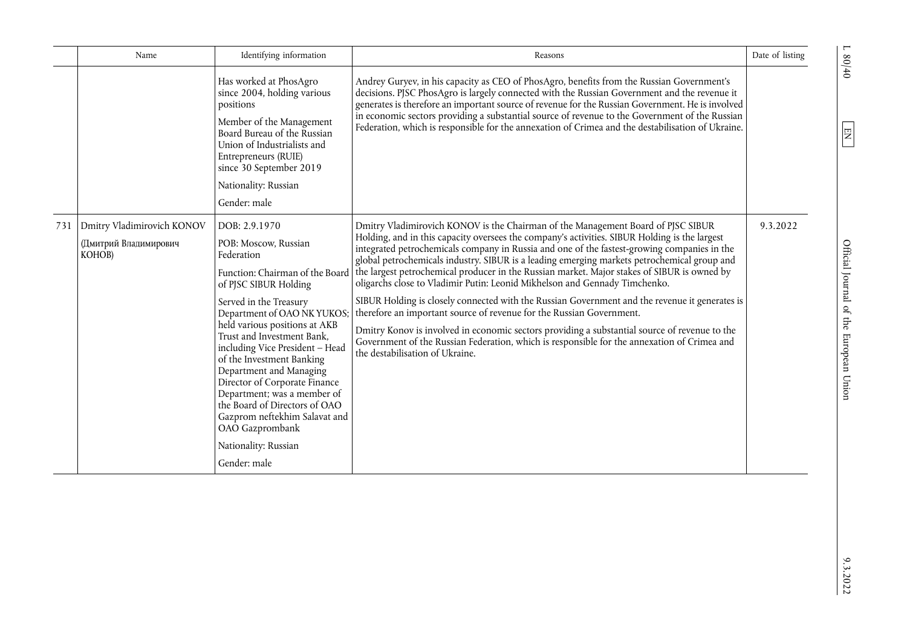| | Name | Identifying information | Reasons | Date of listing |
|---|---|---|---|---|
| | | Has worked at PhosAgro since 2004, holding various positions<br>Member of the Management Board Bureau of the Russian Union of Industrialists and Entrepreneurs (RUIE) since 30 September 2019<br>Nationality: Russian<br>Gender: male | Andrey Guryev, in his capacity as CEO of PhosAgro, benefits from the Russian Government's decisions. PJSC PhosAgro is largely connected with the Russian Government and the revenue it generates is therefore an important source of revenue for the Russian Government. He is involved in economic sectors providing a substantial source of revenue to the Government of the Russian Federation, which is responsible for the annexation of Crimea and the destabilisation of Ukraine. | |
| 731 | Dmitry Vladimirovich KONOV<br>(Дмитрий Владимирович КОНОВ) | DOB: 2.9.1970<br>POB: Moscow, Russian Federation<br>Function: Chairman of the Board of PJSC SIBUR Holding<br>Served in the Treasury Department of OAO NK YUKOS; held various positions at AKB Trust and Investment Bank, including Vice President – Head of the Investment Banking Department and Managing Director of Corporate Finance Department; was a member of the Board of Directors of OAO Gazprom neftekhim Salavat and OAO Gazprombank<br>Nationality: Russian<br>Gender: male | Dmitry Vladimirovich KONOV is the Chairman of the Management Board of PJSC SIBUR Holding, and in this capacity oversees the company's activities. SIBUR Holding is the largest integrated petrochemicals company in Russia and one of the fastest-growing companies in the global petrochemicals industry. SIBUR is a leading emerging markets petrochemical group and the largest petrochemical producer in the Russian market. Major stakes of SIBUR is owned by oligarchs close to Vladimir Putin: Leonid Mikhelson and Gennady Timchenko.<br>SIBUR Holding is closely connected with the Russian Government and the revenue it generates is therefore an important source of revenue for the Russian Government.<br>Dmitry Konov is involved in economic sectors providing a substantial source of revenue to the Government of the Russian Federation, which is responsible for the annexation of Crimea and the destabilisation of Ukraine. | 9.3.2022 |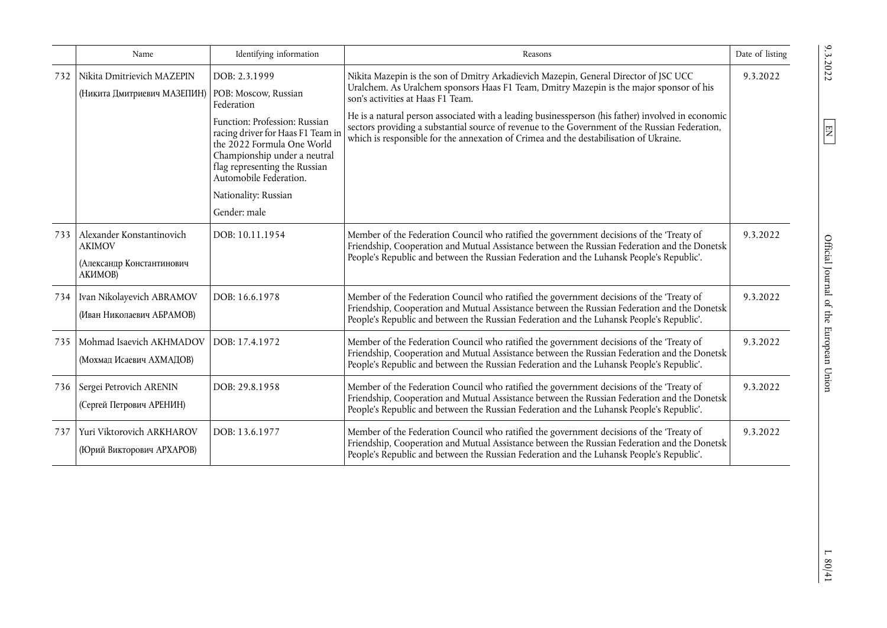| | Name | Identifying information | Reasons | Date of listing |
|---|---|---|---|---|
| 732 | Nikita Dmitrievich MAZEPIN (Никита Дмитриевич МАЗЕПИН) | DOB: 2.3.1999<br>POB: Moscow, Russian Federation<br>Function: Profession: Russian racing driver for Haas F1 Team in the 2022 Formula One World Championship under a neutral flag representing the Russian Automobile Federation.<br>Nationality: Russian<br>Gender: male | Nikita Mazepin is the son of Dmitry Arkadievich Mazepin, General Director of JSC UCC Uralchem. As Uralchem sponsors Haas F1 Team, Dmitry Mazepin is the major sponsor of his son's activities at Haas F1 Team.<br>He is a natural person associated with a leading businessperson (his father) involved in economic sectors providing a substantial source of revenue to the Government of the Russian Federation, which is responsible for the annexation of Crimea and the destabilisation of Ukraine. | 9.3.2022 |
| 733 | Alexander Konstantinovich AKIMOV (Александр Константинович АКИМОВ) | DOB: 10.11.1954 | Member of the Federation Council who ratified the government decisions of the 'Treaty of Friendship, Cooperation and Mutual Assistance between the Russian Federation and the Donetsk People's Republic and between the Russian Federation and the Luhansk People's Republic'. | 9.3.2022 |
| 734 | Ivan Nikolayevich ABRAMOV (Иван Николаевич АБРАМОВ) | DOB: 16.6.1978 | Member of the Federation Council who ratified the government decisions of the 'Treaty of Friendship, Cooperation and Mutual Assistance between the Russian Federation and the Donetsk People's Republic and between the Russian Federation and the Luhansk People's Republic'. | 9.3.2022 |
| 735 | Mohmad Isaevich AKHMADOV (Мохмад Исаевич АХМАДОВ) | DOB: 17.4.1972 | Member of the Federation Council who ratified the government decisions of the 'Treaty of Friendship, Cooperation and Mutual Assistance between the Russian Federation and the Donetsk People's Republic and between the Russian Federation and the Luhansk People's Republic'. | 9.3.2022 |
| 736 | Sergei Petrovich ARENIN (Сергей Петрович АРЕНИН) | DOB: 29.8.1958 | Member of the Federation Council who ratified the government decisions of the 'Treaty of Friendship, Cooperation and Mutual Assistance between the Russian Federation and the Donetsk People's Republic and between the Russian Federation and the Luhansk People's Republic'. | 9.3.2022 |
| 737 | Yuri Viktorovich ARKHAROV (Юрий Викторович АРХАРОВ) | DOB: 13.6.1977 | Member of the Federation Council who ratified the government decisions of the 'Treaty of Friendship, Cooperation and Mutual Assistance between the Russian Federation and the Donetsk People's Republic and between the Russian Federation and the Luhansk People's Republic'. | 9.3.2022 |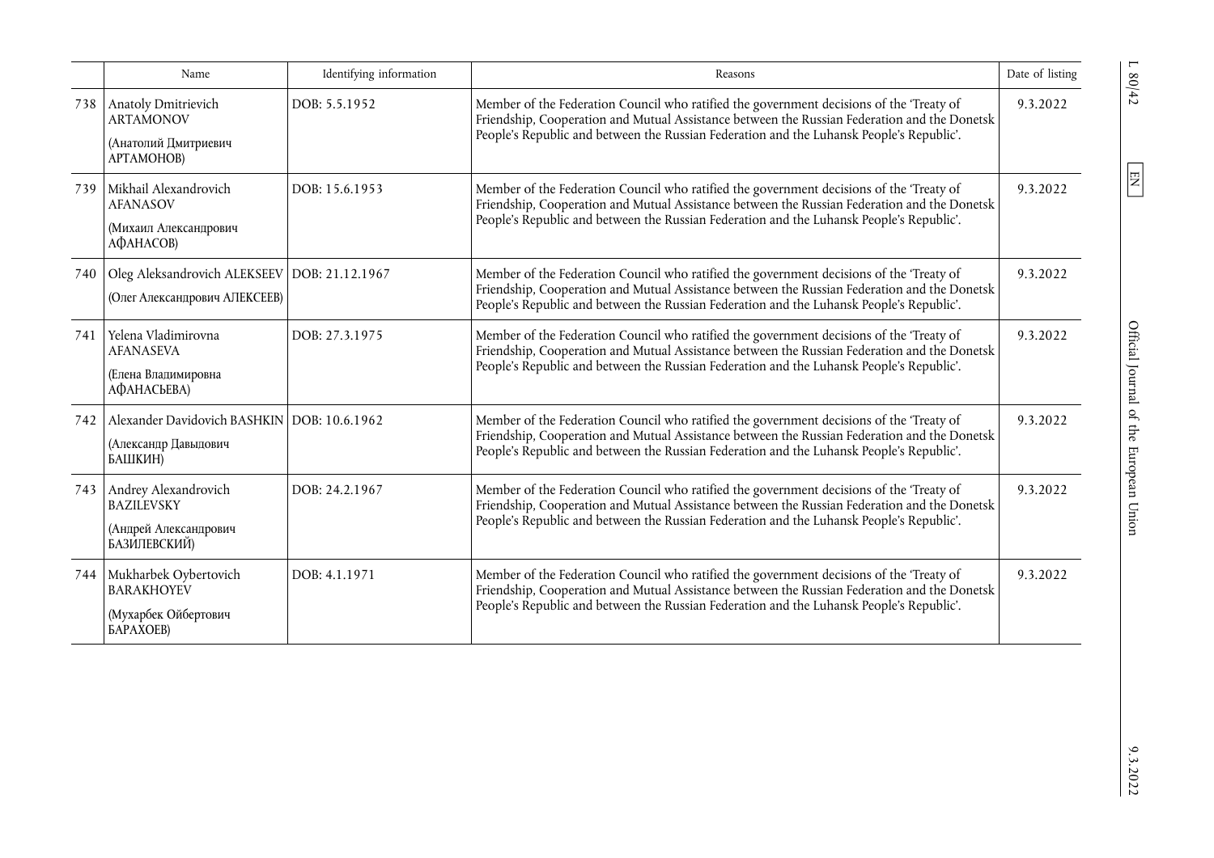| | Name | Identifying information | Reasons | Date of listing |
|---|---|---|---|---|
| 738 | Anatoly Dmitrievich ARTAMONOV (Анатолий Дмитриевич АРТАМОНОВ) | DOB: 5.5.1952 | Member of the Federation Council who ratified the government decisions of the 'Treaty of Friendship, Cooperation and Mutual Assistance between the Russian Federation and the Donetsk People's Republic and between the Russian Federation and the Luhansk People's Republic'. | 9.3.2022 |
| 739 | Mikhail Alexandrovich AFANASOV (Михаил Александрович АФАНАСОВ) | DOB: 15.6.1953 | Member of the Federation Council who ratified the government decisions of the 'Treaty of Friendship, Cooperation and Mutual Assistance between the Russian Federation and the Donetsk People's Republic and between the Russian Federation and the Luhansk People's Republic'. | 9.3.2022 |
| 740 | Oleg Aleksandrovich ALEKSEEV (Олег Александрович АЛЕКСЕЕВ) | DOB: 21.12.1967 | Member of the Federation Council who ratified the government decisions of the 'Treaty of Friendship, Cooperation and Mutual Assistance between the Russian Federation and the Donetsk People's Republic and between the Russian Federation and the Luhansk People's Republic'. | 9.3.2022 |
| 741 | Yelena Vladimirovna AFANASEVA (Елена Владимировна АФАНАСЬЕВА) | DOB: 27.3.1975 | Member of the Federation Council who ratified the government decisions of the 'Treaty of Friendship, Cooperation and Mutual Assistance between the Russian Federation and the Donetsk People's Republic and between the Russian Federation and the Luhansk People's Republic'. | 9.3.2022 |
| 742 | Alexander Davidovich BASHKIN (Александр Давыдович БАШКИН) | DOB: 10.6.1962 | Member of the Federation Council who ratified the government decisions of the 'Treaty of Friendship, Cooperation and Mutual Assistance between the Russian Federation and the Donetsk People's Republic and between the Russian Federation and the Luhansk People's Republic'. | 9.3.2022 |
| 743 | Andrey Alexandrovich BAZILEVSKY (Андрей Александрович БАЗИЛЕВСКИЙ) | DOB: 24.2.1967 | Member of the Federation Council who ratified the government decisions of the 'Treaty of Friendship, Cooperation and Mutual Assistance between the Russian Federation and the Donetsk People's Republic and between the Russian Federation and the Luhansk People's Republic'. | 9.3.2022 |
| 744 | Mukharbek Oybertovich BARAKHOYEV (Мухарбек Ойбертович БАРАХОЕВ) | DOB: 4.1.1971 | Member of the Federation Council who ratified the government decisions of the 'Treaty of Friendship, Cooperation and Mutual Assistance between the Russian Federation and the Donetsk People's Republic and between the Russian Federation and the Luhansk People's Republic'. | 9.3.2022 |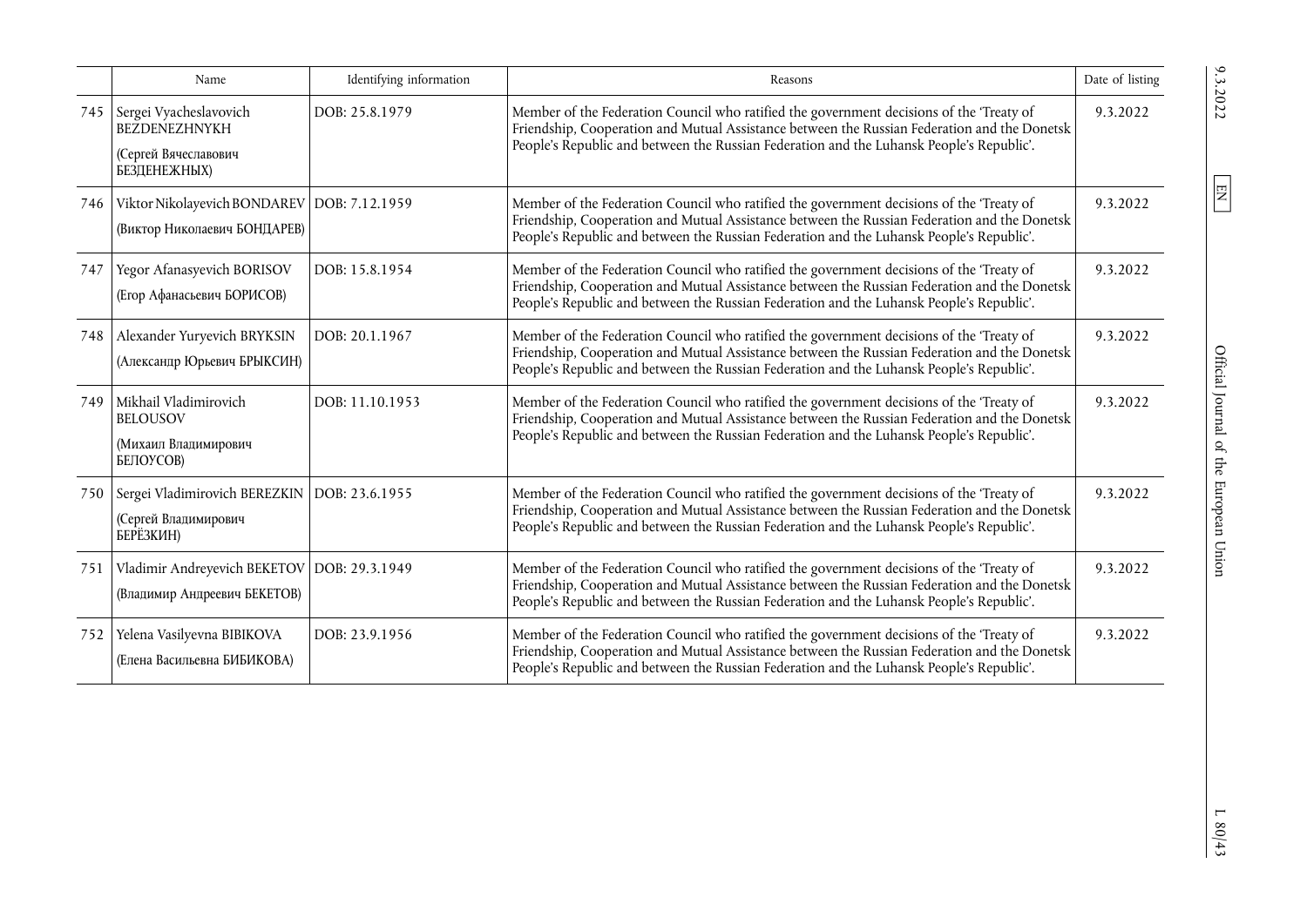| | Name | Identifying information | Reasons | Date of listing |
|---|---|---|---|---|
| 745 | Sergei Vyacheslavovich BEZDENEZHNYKH (Сергей Вячеславович БЕЗДЕНЕЖНЫХ) | DOB: 25.8.1979 | Member of the Federation Council who ratified the government decisions of the 'Treaty of Friendship, Cooperation and Mutual Assistance between the Russian Federation and the Donetsk People's Republic and between the Russian Federation and the Luhansk People's Republic'. | 9.3.2022 |
| 746 | Viktor Nikolayevich BONDAREV (Виктор Николаевич БОНДАРЕВ) | DOB: 7.12.1959 | Member of the Federation Council who ratified the government decisions of the 'Treaty of Friendship, Cooperation and Mutual Assistance between the Russian Federation and the Donetsk People's Republic and between the Russian Federation and the Luhansk People's Republic'. | 9.3.2022 |
| 747 | Yegor Afanasyevich BORISOV (Егор Афанасьевич БОРИСОВ) | DOB: 15.8.1954 | Member of the Federation Council who ratified the government decisions of the 'Treaty of Friendship, Cooperation and Mutual Assistance between the Russian Federation and the Donetsk People's Republic and between the Russian Federation and the Luhansk People's Republic'. | 9.3.2022 |
| 748 | Alexander Yuryevich BRYKSIN (Александр Юрьевич БРЫКСИН) | DOB: 20.1.1967 | Member of the Federation Council who ratified the government decisions of the 'Treaty of Friendship, Cooperation and Mutual Assistance between the Russian Federation and the Donetsk People's Republic and between the Russian Federation and the Luhansk People's Republic'. | 9.3.2022 |
| 749 | Mikhail Vladimirovich BELOUSOV (Михаил Владимирович БЕЛОУСОВ) | DOB: 11.10.1953 | Member of the Federation Council who ratified the government decisions of the 'Treaty of Friendship, Cooperation and Mutual Assistance between the Russian Federation and the Donetsk People's Republic and between the Russian Federation and the Luhansk People's Republic'. | 9.3.2022 |
| 750 | Sergei Vladimirovich BEREZKIN (Сергей Владимирович БЕРЁЗКИН) | DOB: 23.6.1955 | Member of the Federation Council who ratified the government decisions of the 'Treaty of Friendship, Cooperation and Mutual Assistance between the Russian Federation and the Donetsk People's Republic and between the Russian Federation and the Luhansk People's Republic'. | 9.3.2022 |
| 751 | Vladimir Andreyevich BEKETOV (Владимир Андреевич БЕКЕТОВ) | DOB: 29.3.1949 | Member of the Federation Council who ratified the government decisions of the 'Treaty of Friendship, Cooperation and Mutual Assistance between the Russian Federation and the Donetsk People's Republic and between the Russian Federation and the Luhansk People's Republic'. | 9.3.2022 |
| 752 | Yelena Vasilyevna BIBIKOVA (Елена Васильевна БИБИКОВА) | DOB: 23.9.1956 | Member of the Federation Council who ratified the government decisions of the 'Treaty of Friendship, Cooperation and Mutual Assistance between the Russian Federation and the Donetsk People's Republic and between the Russian Federation and the Luhansk People's Republic'. | 9.3.2022 |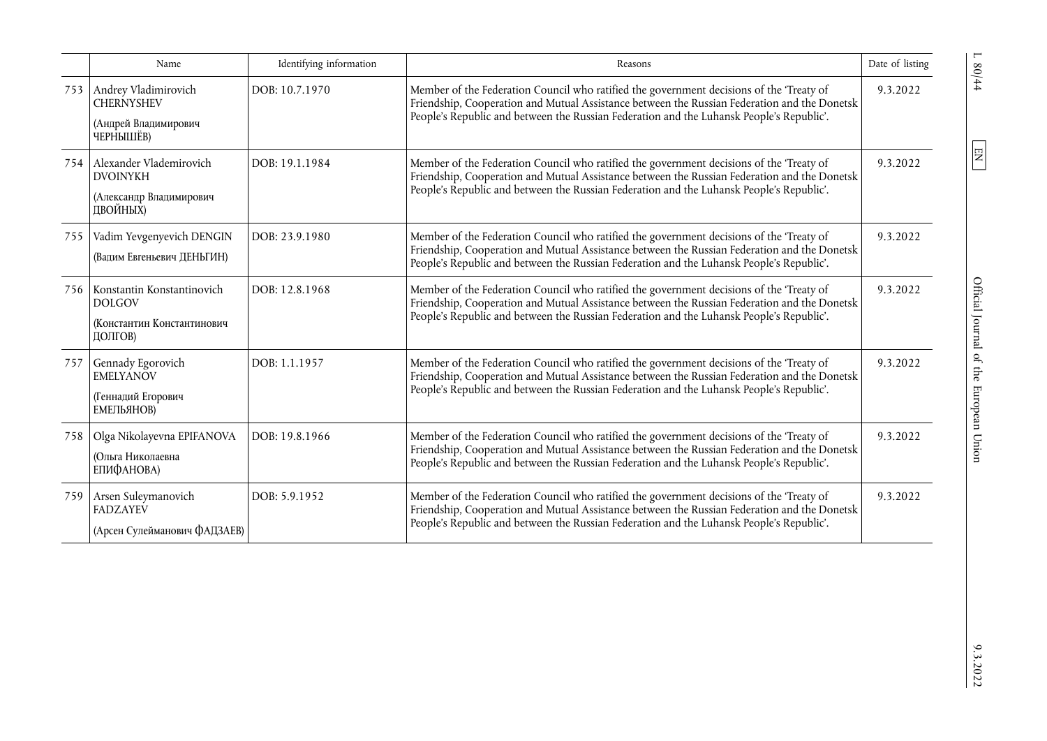| | Name | Identifying information | Reasons | Date of listing |
|---|---|---|---|---|
| 753 | Andrey Vladimirovich CHERNYSHEV (Андрей Владимирович ЧЕРНЫШЁВ) | DOB: 10.7.1970 | Member of the Federation Council who ratified the government decisions of the 'Treaty of Friendship, Cooperation and Mutual Assistance between the Russian Federation and the Donetsk People's Republic and between the Russian Federation and the Luhansk People's Republic'. | 9.3.2022 |
| 754 | Alexander Vlademirovich DVOINYKH (Александр Владимирович ДВОЙНЫХ) | DOB: 19.1.1984 | Member of the Federation Council who ratified the government decisions of the 'Treaty of Friendship, Cooperation and Mutual Assistance between the Russian Federation and the Donetsk People's Republic and between the Russian Federation and the Luhansk People's Republic'. | 9.3.2022 |
| 755 | Vadim Yevgenyevich DENGIN (Вадим Евгеньевич ДЕНЬГИН) | DOB: 23.9.1980 | Member of the Federation Council who ratified the government decisions of the 'Treaty of Friendship, Cooperation and Mutual Assistance between the Russian Federation and the Donetsk People's Republic and between the Russian Federation and the Luhansk People's Republic'. | 9.3.2022 |
| 756 | Konstantin Konstantinovich DOLGOV (Константин Константинович ДОЛГОВ) | DOB: 12.8.1968 | Member of the Federation Council who ratified the government decisions of the 'Treaty of Friendship, Cooperation and Mutual Assistance between the Russian Federation and the Donetsk People's Republic and between the Russian Federation and the Luhansk People's Republic'. | 9.3.2022 |
| 757 | Gennady Egorovich EMELYANOV (Геннадий Егорович ЕМЕЛЬЯНОВ) | DOB: 1.1.1957 | Member of the Federation Council who ratified the government decisions of the 'Treaty of Friendship, Cooperation and Mutual Assistance between the Russian Federation and the Donetsk People's Republic and between the Russian Federation and the Luhansk People's Republic'. | 9.3.2022 |
| 758 | Olga Nikolayevna EPIFANOVA (Ольга Николаевна ЕПИФАНОВА) | DOB: 19.8.1966 | Member of the Federation Council who ratified the government decisions of the 'Treaty of Friendship, Cooperation and Mutual Assistance between the Russian Federation and the Donetsk People's Republic and between the Russian Federation and the Luhansk People's Republic'. | 9.3.2022 |
| 759 | Arsen Suleymanovich FADZAYEV (Арсен Сулейманович ФАДЗАЕВ) | DOB: 5.9.1952 | Member of the Federation Council who ratified the government decisions of the 'Treaty of Friendship, Cooperation and Mutual Assistance between the Russian Federation and the Donetsk People's Republic and between the Russian Federation and the Luhansk People's Republic'. | 9.3.2022 |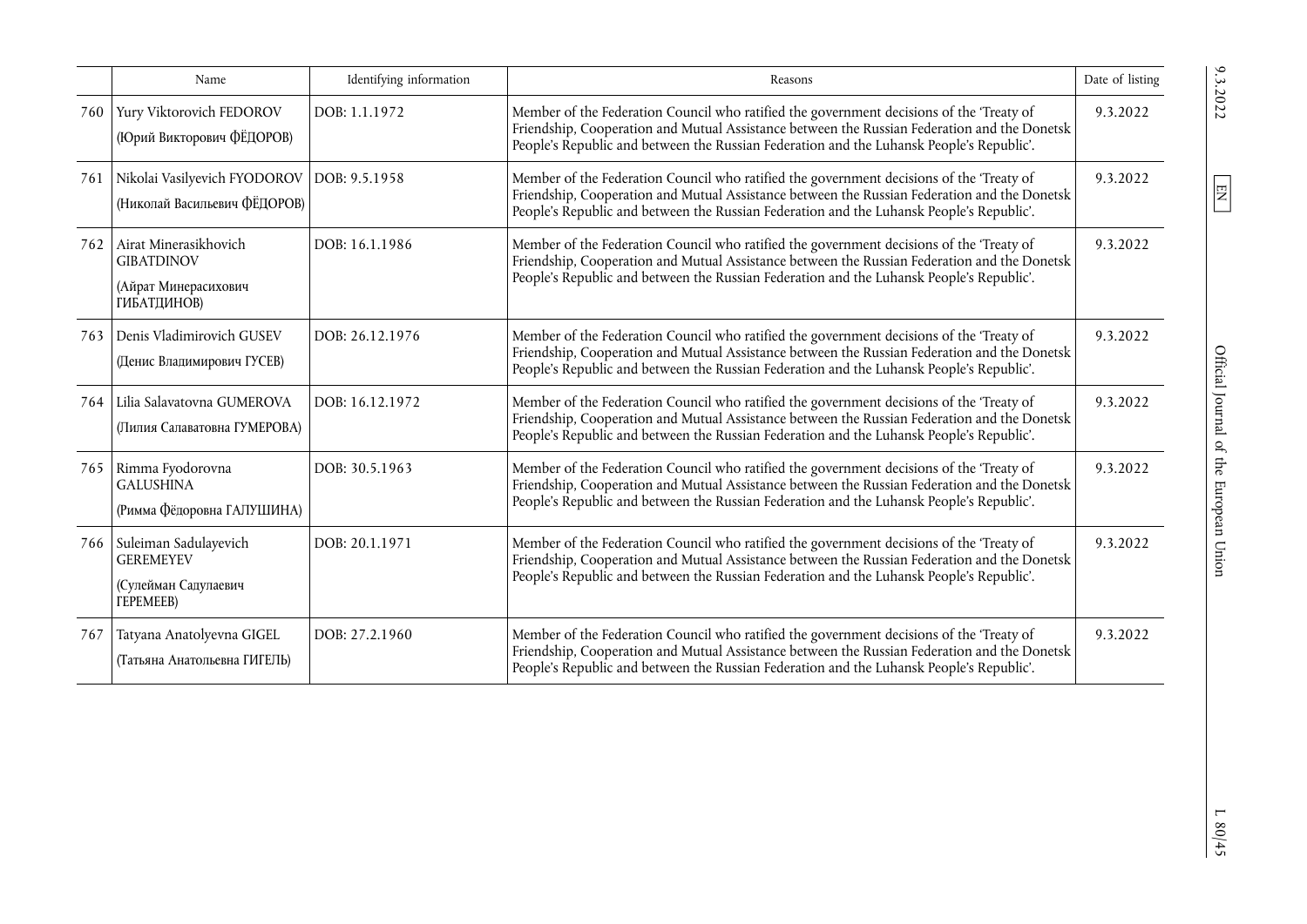| | Name | Identifying information | Reasons | Date of listing |
|---|---|---|---|---|
| 760 | Yury Viktorovich FEDOROV (Юрий Викторович ФЁДОРОВ) | DOB: 1.1.1972 | Member of the Federation Council who ratified the government decisions of the 'Treaty of Friendship, Cooperation and Mutual Assistance between the Russian Federation and the Donetsk People's Republic and between the Russian Federation and the Luhansk People's Republic'. | 9.3.2022 |
| 761 | Nikolai Vasilyevich FYODOROV (Николай Васильевич ФЁДОРОВ) | DOB: 9.5.1958 | Member of the Federation Council who ratified the government decisions of the 'Treaty of Friendship, Cooperation and Mutual Assistance between the Russian Federation and the Donetsk People's Republic and between the Russian Federation and the Luhansk People's Republic'. | 9.3.2022 |
| 762 | Airat Minerasikhovich GIBATDINOV (Айрат Минерасихович ГИБАТДИНОВ) | DOB: 16.1.1986 | Member of the Federation Council who ratified the government decisions of the 'Treaty of Friendship, Cooperation and Mutual Assistance between the Russian Federation and the Donetsk People's Republic and between the Russian Federation and the Luhansk People's Republic'. | 9.3.2022 |
| 763 | Denis Vladimirovich GUSEV (Денис Владимирович ГУСЕВ) | DOB: 26.12.1976 | Member of the Federation Council who ratified the government decisions of the 'Treaty of Friendship, Cooperation and Mutual Assistance between the Russian Federation and the Donetsk People's Republic and between the Russian Federation and the Luhansk People's Republic'. | 9.3.2022 |
| 764 | Lilia Salavatovna GUMEROVA (Лилия Салаватовна ГУМЕРОВА) | DOB: 16.12.1972 | Member of the Federation Council who ratified the government decisions of the 'Treaty of Friendship, Cooperation and Mutual Assistance between the Russian Federation and the Donetsk People's Republic and between the Russian Federation and the Luhansk People's Republic'. | 9.3.2022 |
| 765 | Rimma Fyodorovna GALUSHINA (Римма Фёдоровна ГАЛУШИНА) | DOB: 30.5.1963 | Member of the Federation Council who ratified the government decisions of the 'Treaty of Friendship, Cooperation and Mutual Assistance between the Russian Federation and the Donetsk People's Republic and between the Russian Federation and the Luhansk People's Republic'. | 9.3.2022 |
| 766 | Suleiman Sadulayevich GEREMEYEV (Сулейман Садулаевич ГЕРЕМЕЕВ) | DOB: 20.1.1971 | Member of the Federation Council who ratified the government decisions of the 'Treaty of Friendship, Cooperation and Mutual Assistance between the Russian Federation and the Donetsk People's Republic and between the Russian Federation and the Luhansk People's Republic'. | 9.3.2022 |
| 767 | Tatyana Anatolyevna GIGEL (Татьяна Анатольевна ГИГЕЛЬ) | DOB: 27.2.1960 | Member of the Federation Council who ratified the government decisions of the 'Treaty of Friendship, Cooperation and Mutual Assistance between the Russian Federation and the Donetsk People's Republic and between the Russian Federation and the Luhansk People's Republic'. | 9.3.2022 |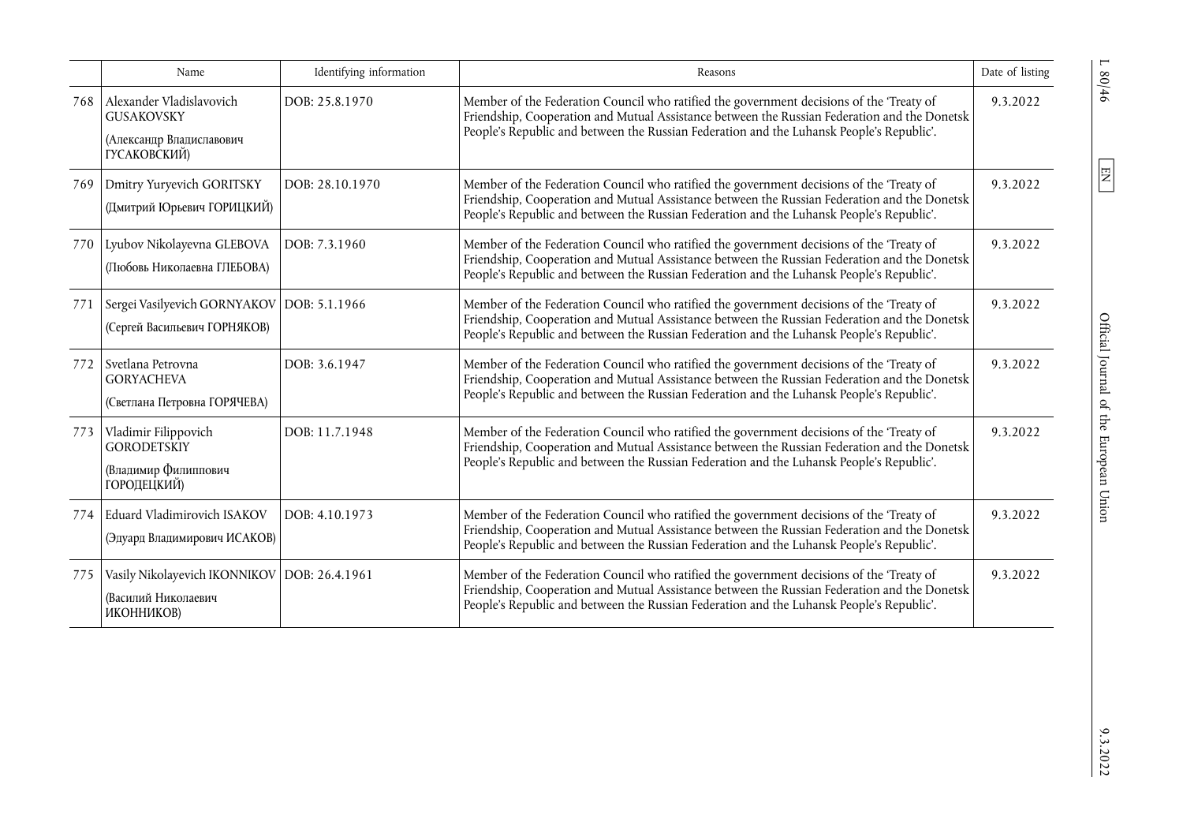| | Name | Identifying information | Reasons | Date of listing |
|---|---|---|---|---|
| 768 | Alexander Vladislavovich GUSAKOVSKY (Александр Владиславович ГУСАКОВСКИЙ) | DOB: 25.8.1970 | Member of the Federation Council who ratified the government decisions of the 'Treaty of Friendship, Cooperation and Mutual Assistance between the Russian Federation and the Donetsk People's Republic and between the Russian Federation and the Luhansk People's Republic'. | 9.3.2022 |
| 769 | Dmitry Yuryevich GORITSKY (Дмитрий Юрьевич ГОРИЦКИЙ) | DOB: 28.10.1970 | Member of the Federation Council who ratified the government decisions of the 'Treaty of Friendship, Cooperation and Mutual Assistance between the Russian Federation and the Donetsk People's Republic and between the Russian Federation and the Luhansk People's Republic'. | 9.3.2022 |
| 770 | Lyubov Nikolayevna GLEBOVA (Любовь Николаевна ГЛЕБОВА) | DOB: 7.3.1960 | Member of the Federation Council who ratified the government decisions of the 'Treaty of Friendship, Cooperation and Mutual Assistance between the Russian Federation and the Donetsk People's Republic and between the Russian Federation and the Luhansk People's Republic'. | 9.3.2022 |
| 771 | Sergei Vasilyevich GORNYAKOV (Сергей Васильевич ГОРНЯКОВ) | DOB: 5.1.1966 | Member of the Federation Council who ratified the government decisions of the 'Treaty of Friendship, Cooperation and Mutual Assistance between the Russian Federation and the Donetsk People's Republic and between the Russian Federation and the Luhansk People's Republic'. | 9.3.2022 |
| 772 | Svetlana Petrovna GORYACHEVA (Светлана Петровна ГОРЯЧЕВА) | DOB: 3.6.1947 | Member of the Federation Council who ratified the government decisions of the 'Treaty of Friendship, Cooperation and Mutual Assistance between the Russian Federation and the Donetsk People's Republic and between the Russian Federation and the Luhansk People's Republic'. | 9.3.2022 |
| 773 | Vladimir Filippovich GORODETSKIY (Владимир Филиппович ГОРОДЕЦКИЙ) | DOB: 11.7.1948 | Member of the Federation Council who ratified the government decisions of the 'Treaty of Friendship, Cooperation and Mutual Assistance between the Russian Federation and the Donetsk People's Republic and between the Russian Federation and the Luhansk People's Republic'. | 9.3.2022 |
| 774 | Eduard Vladimirovich ISAKOV (Эдуард Владимирович ИСАКОВ) | DOB: 4.10.1973 | Member of the Federation Council who ratified the government decisions of the 'Treaty of Friendship, Cooperation and Mutual Assistance between the Russian Federation and the Donetsk People's Republic and between the Russian Federation and the Luhansk People's Republic'. | 9.3.2022 |
| 775 | Vasily Nikolayevich IKONNIKOV (Василий Николаевич ИКОННИКОВ) | DOB: 26.4.1961 | Member of the Federation Council who ratified the government decisions of the 'Treaty of Friendship, Cooperation and Mutual Assistance between the Russian Federation and the Donetsk People's Republic and between the Russian Federation and the Luhansk People's Republic'. | 9.3.2022 |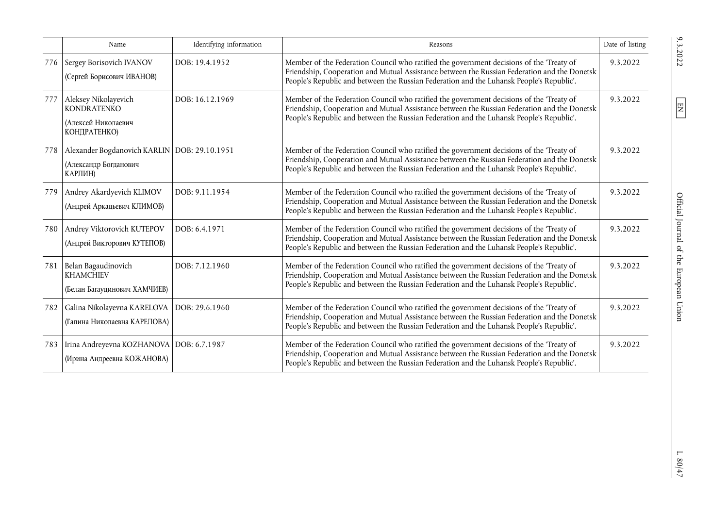| | Name | Identifying information | Reasons | Date of listing |
|---|---|---|---|---|
| 776 | Sergey Borisovich IVANOV (Сергей Борисович ИВАНОВ) | DOB: 19.4.1952 | Member of the Federation Council who ratified the government decisions of the 'Treaty of Friendship, Cooperation and Mutual Assistance between the Russian Federation and the Donetsk People's Republic and between the Russian Federation and the Luhansk People's Republic'. | 9.3.2022 |
| 777 | Aleksey Nikolayevich KONDRATENKO (Алексей Николаевич КОНДРАТЕНКО) | DOB: 16.12.1969 | Member of the Federation Council who ratified the government decisions of the 'Treaty of Friendship, Cooperation and Mutual Assistance between the Russian Federation and the Donetsk People's Republic and between the Russian Federation and the Luhansk People's Republic'. | 9.3.2022 |
| 778 | Alexander Bogdanovich KARLIN (Александр Богданович КАРЛИН) | DOB: 29.10.1951 | Member of the Federation Council who ratified the government decisions of the 'Treaty of Friendship, Cooperation and Mutual Assistance between the Russian Federation and the Donetsk People's Republic and between the Russian Federation and the Luhansk People's Republic'. | 9.3.2022 |
| 779 | Andrey Akardyevich KLIMOV (Андрей Аркадьевич КЛИМОВ) | DOB: 9.11.1954 | Member of the Federation Council who ratified the government decisions of the 'Treaty of Friendship, Cooperation and Mutual Assistance between the Russian Federation and the Donetsk People's Republic and between the Russian Federation and the Luhansk People's Republic'. | 9.3.2022 |
| 780 | Andrey Viktorovich KUTEPOV (Андрей Викторович КУТЕПОВ) | DOB: 6.4.1971 | Member of the Federation Council who ratified the government decisions of the 'Treaty of Friendship, Cooperation and Mutual Assistance between the Russian Federation and the Donetsk People's Republic and between the Russian Federation and the Luhansk People's Republic'. | 9.3.2022 |
| 781 | Belan Bagaudinovich KHAMCHIEV (Белан Багаудинович ХАМЧИЕВ) | DOB: 7.12.1960 | Member of the Federation Council who ratified the government decisions of the 'Treaty of Friendship, Cooperation and Mutual Assistance between the Russian Federation and the Donetsk People's Republic and between the Russian Federation and the Luhansk People's Republic'. | 9.3.2022 |
| 782 | Galina Nikolayevna KARELOVA (Галина Николаевна КАРЕЛОВА) | DOB: 29.6.1960 | Member of the Federation Council who ratified the government decisions of the 'Treaty of Friendship, Cooperation and Mutual Assistance between the Russian Federation and the Donetsk People's Republic and between the Russian Federation and the Luhansk People's Republic'. | 9.3.2022 |
| 783 | Irina Andreyevna KOZHANOVA (Ирина Андреевна КОЖАНОВА) | DOB: 6.7.1987 | Member of the Federation Council who ratified the government decisions of the 'Treaty of Friendship, Cooperation and Mutual Assistance between the Russian Federation and the Donetsk People's Republic and between the Russian Federation and the Luhansk People's Republic'. | 9.3.2022 |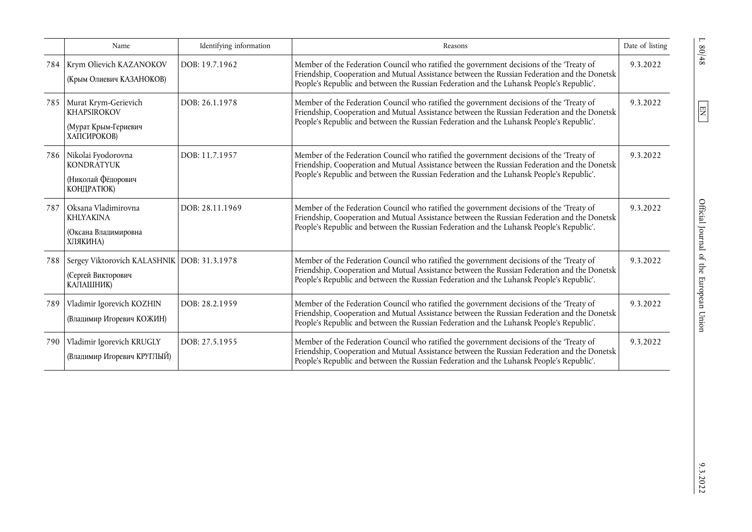| | Name | Identifying information | Reasons | Date of listing |
|---|---|---|---|---|
| 784 | Krym Olievich KAZANOKOV (Крым Олиевич КАЗАНОКОВ) | DOB: 19.7.1962 | Member of the Federation Council who ratified the government decisions of the 'Treaty of Friendship, Cooperation and Mutual Assistance between the Russian Federation and the Donetsk People's Republic and between the Russian Federation and the Luhansk People's Republic'. | 9.3.2022 |
| 785 | Murat Krym-Gerievich KHAPSIROKOV (Мурат Крым-Гериевич ХАПСИРОКОВ) | DOB: 26.1.1978 | Member of the Federation Council who ratified the government decisions of the 'Treaty of Friendship, Cooperation and Mutual Assistance between the Russian Federation and the Donetsk People's Republic and between the Russian Federation and the Luhansk People's Republic'. | 9.3.2022 |
| 786 | Nikolai Fyodorovna KONDRATYUK (Николай Фёдорович КОНДРАТЮК) | DOB: 11.7.1957 | Member of the Federation Council who ratified the government decisions of the 'Treaty of Friendship, Cooperation and Mutual Assistance between the Russian Federation and the Donetsk People's Republic and between the Russian Federation and the Luhansk People's Republic'. | 9.3.2022 |
| 787 | Oksana Vladimirovna KHLYAKINA (Оксана Владимировна ХЛЯКИНА) | DOB: 28.11.1969 | Member of the Federation Council who ratified the government decisions of the 'Treaty of Friendship, Cooperation and Mutual Assistance between the Russian Federation and the Donetsk People's Republic and between the Russian Federation and the Luhansk People's Republic'. | 9.3.2022 |
| 788 | Sergey Viktorovich KALASHNIK (Сергей Викторович КАЛАШНИК) | DOB: 31.3.1978 | Member of the Federation Council who ratified the government decisions of the 'Treaty of Friendship, Cooperation and Mutual Assistance between the Russian Federation and the Donetsk People's Republic and between the Russian Federation and the Luhansk People's Republic'. | 9.3.2022 |
| 789 | Vladimir Igorevich KOZHIN (Владимир Игоревич КОЖИН) | DOB: 28.2.1959 | Member of the Federation Council who ratified the government decisions of the 'Treaty of Friendship, Cooperation and Mutual Assistance between the Russian Federation and the Donetsk People's Republic and between the Russian Federation and the Luhansk People's Republic'. | 9.3.2022 |
| 790 | Vladimir Igorevich KRUGLY (Владимир Игоревич КРУГЛЫЙ) | DOB: 27.5.1955 | Member of the Federation Council who ratified the government decisions of the 'Treaty of Friendship, Cooperation and Mutual Assistance between the Russian Federation and the Donetsk People's Republic and between the Russian Federation and the Luhansk People's Republic'. | 9.3.2022 |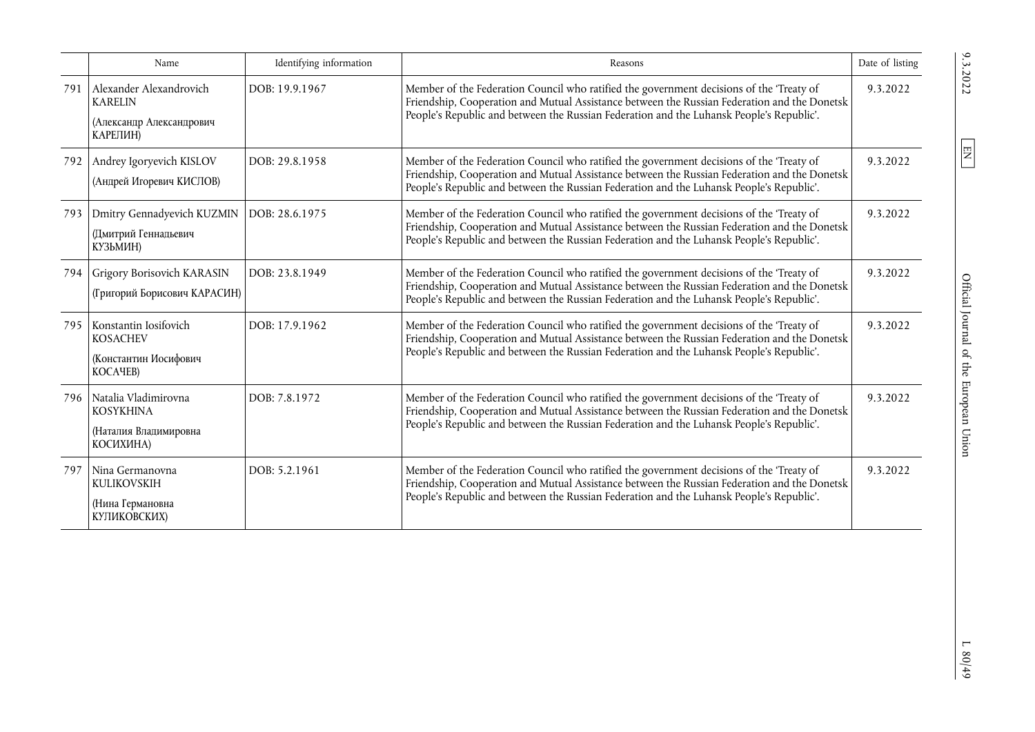| | Name | Identifying information | Reasons | Date of listing |
|---|---|---|---|---|
| 791 | Alexander Alexandrovich KARELIN (Александр Александрович КАРЕЛИН) | DOB: 19.9.1967 | Member of the Federation Council who ratified the government decisions of the 'Treaty of Friendship, Cooperation and Mutual Assistance between the Russian Federation and the Donetsk People's Republic and between the Russian Federation and the Luhansk People's Republic'. | 9.3.2022 |
| 792 | Andrey Igoryevich KISLOV (Андрей Игоревич КИСЛОВ) | DOB: 29.8.1958 | Member of the Federation Council who ratified the government decisions of the 'Treaty of Friendship, Cooperation and Mutual Assistance between the Russian Federation and the Donetsk People's Republic and between the Russian Federation and the Luhansk People's Republic'. | 9.3.2022 |
| 793 | Dmitry Gennadyevich KUZMIN (Дмитрий Геннадьевич КУЗЬМИН) | DOB: 28.6.1975 | Member of the Federation Council who ratified the government decisions of the 'Treaty of Friendship, Cooperation and Mutual Assistance between the Russian Federation and the Donetsk People's Republic and between the Russian Federation and the Luhansk People's Republic'. | 9.3.2022 |
| 794 | Grigory Borisovich KARASIN (Григорий Борисович КАРАСИН) | DOB: 23.8.1949 | Member of the Federation Council who ratified the government decisions of the 'Treaty of Friendship, Cooperation and Mutual Assistance between the Russian Federation and the Donetsk People's Republic and between the Russian Federation and the Luhansk People's Republic'. | 9.3.2022 |
| 795 | Konstantin Iosifovich KOSACHEV (Константин Иосифович КОСАЧЕВ) | DOB: 17.9.1962 | Member of the Federation Council who ratified the government decisions of the 'Treaty of Friendship, Cooperation and Mutual Assistance between the Russian Federation and the Donetsk People's Republic and between the Russian Federation and the Luhansk People's Republic'. | 9.3.2022 |
| 796 | Natalia Vladimirovna KOSYKHINA (Наталия Владимировна КОСИХИНА) | DOB: 7.8.1972 | Member of the Federation Council who ratified the government decisions of the 'Treaty of Friendship, Cooperation and Mutual Assistance between the Russian Federation and the Donetsk People's Republic and between the Russian Federation and the Luhansk People's Republic'. | 9.3.2022 |
| 797 | Nina Germanovna KULIKOVSKIH (Нина Германовна КУЛИКОВСКИХ) | DOB: 5.2.1961 | Member of the Federation Council who ratified the government decisions of the 'Treaty of Friendship, Cooperation and Mutual Assistance between the Russian Federation and the Donetsk People's Republic and between the Russian Federation and the Luhansk People's Republic'. | 9.3.2022 |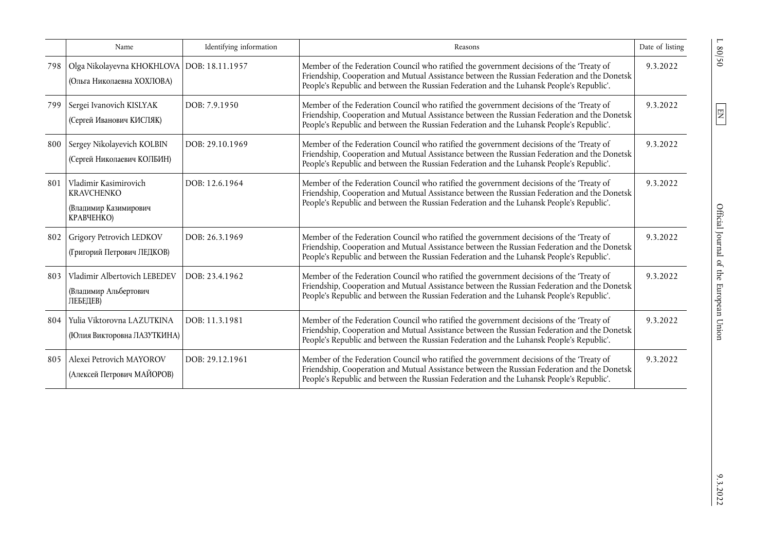| | Name | Identifying information | Reasons | Date of listing |
|---|---|---|---|---|
| 798 | Olga Nikolayevna KHOKHLOVA (Ольга Николаевна ХОХЛОВА) | DOB: 18.11.1957 | Member of the Federation Council who ratified the government decisions of the 'Treaty of Friendship, Cooperation and Mutual Assistance between the Russian Federation and the Donetsk People's Republic and between the Russian Federation and the Luhansk People's Republic'. | 9.3.2022 |
| 799 | Sergei Ivanovich KISLYAK (Сергей Иванович КИСЛЯК) | DOB: 7.9.1950 | Member of the Federation Council who ratified the government decisions of the 'Treaty of Friendship, Cooperation and Mutual Assistance between the Russian Federation and the Donetsk People's Republic and between the Russian Federation and the Luhansk People's Republic'. | 9.3.2022 |
| 800 | Sergey Nikolayevich KOLBIN (Сергей Николаевич КОЛБИН) | DOB: 29.10.1969 | Member of the Federation Council who ratified the government decisions of the 'Treaty of Friendship, Cooperation and Mutual Assistance between the Russian Federation and the Donetsk People's Republic and between the Russian Federation and the Luhansk People's Republic'. | 9.3.2022 |
| 801 | Vladimir Kasimirovich KRAVCHENKO (Владимир Казимирович КРАВЧЕНКО) | DOB: 12.6.1964 | Member of the Federation Council who ratified the government decisions of the 'Treaty of Friendship, Cooperation and Mutual Assistance between the Russian Federation and the Donetsk People's Republic and between the Russian Federation and the Luhansk People's Republic'. | 9.3.2022 |
| 802 | Grigory Petrovich LEDKOV (Григорий Петрович ЛЕДКОВ) | DOB: 26.3.1969 | Member of the Federation Council who ratified the government decisions of the 'Treaty of Friendship, Cooperation and Mutual Assistance between the Russian Federation and the Donetsk People's Republic and between the Russian Federation and the Luhansk People's Republic'. | 9.3.2022 |
| 803 | Vladimir Albertovich LEBEDEV (Владимир Альбертович ЛЕБЕДЕВ) | DOB: 23.4.1962 | Member of the Federation Council who ratified the government decisions of the 'Treaty of Friendship, Cooperation and Mutual Assistance between the Russian Federation and the Donetsk People's Republic and between the Russian Federation and the Luhansk People's Republic'. | 9.3.2022 |
| 804 | Yulia Viktorovna LAZUTKINA (Юлия Викторовна ЛАЗУТКИНА) | DOB: 11.3.1981 | Member of the Federation Council who ratified the government decisions of the 'Treaty of Friendship, Cooperation and Mutual Assistance between the Russian Federation and the Donetsk People's Republic and between the Russian Federation and the Luhansk People's Republic'. | 9.3.2022 |
| 805 | Alexei Petrovich MAYOROV (Алексей Петрович МАЙОРОВ) | DOB: 29.12.1961 | Member of the Federation Council who ratified the government decisions of the 'Treaty of Friendship, Cooperation and Mutual Assistance between the Russian Federation and the Donetsk People's Republic and between the Russian Federation and the Luhansk People's Republic'. | 9.3.2022 |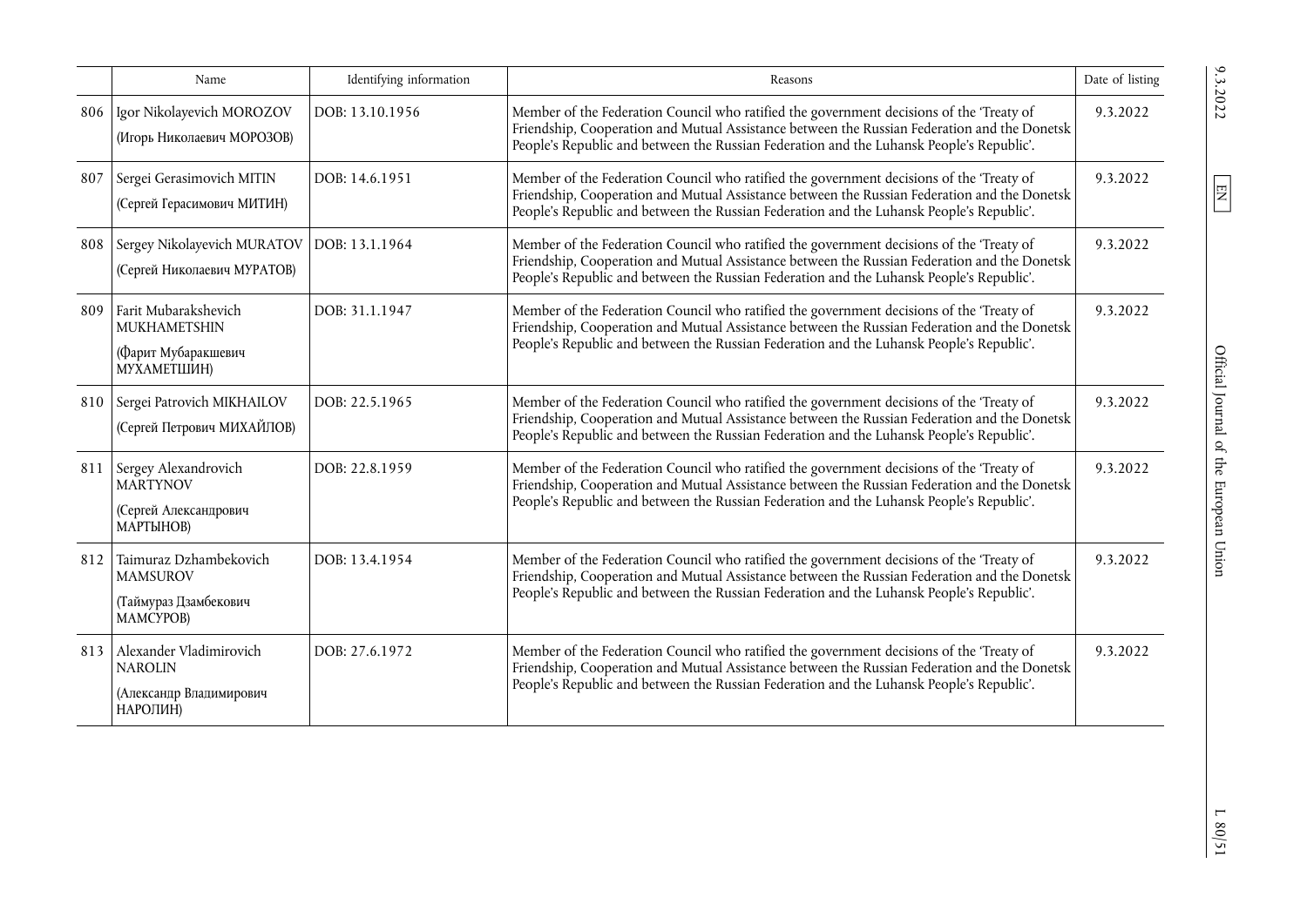| | Name | Identifying information | Reasons | Date of listing |
|---|---|---|---|---|
| 806 | Igor Nikolayevich MOROZOV (Игорь Николаевич МОРОЗОВ) | DOB: 13.10.1956 | Member of the Federation Council who ratified the government decisions of the 'Treaty of Friendship, Cooperation and Mutual Assistance between the Russian Federation and the Donetsk People's Republic and between the Russian Federation and the Luhansk People's Republic'. | 9.3.2022 |
| 807 | Sergei Gerasimovich MITIN (Сергей Герасимович МИТИН) | DOB: 14.6.1951 | Member of the Federation Council who ratified the government decisions of the 'Treaty of Friendship, Cooperation and Mutual Assistance between the Russian Federation and the Donetsk People's Republic and between the Russian Federation and the Luhansk People's Republic'. | 9.3.2022 |
| 808 | Sergey Nikolayevich MURATOV (Сергей Николаевич МУРАТОВ) | DOB: 13.1.1964 | Member of the Federation Council who ratified the government decisions of the 'Treaty of Friendship, Cooperation and Mutual Assistance between the Russian Federation and the Donetsk People's Republic and between the Russian Federation and the Luhansk People's Republic'. | 9.3.2022 |
| 809 | Farit Mubarakshevich MUKHAMETSHIN (Фарит Мубаракшевич МУХАМЕТШИН) | DOB: 31.1.1947 | Member of the Federation Council who ratified the government decisions of the 'Treaty of Friendship, Cooperation and Mutual Assistance between the Russian Federation and the Donetsk People's Republic and between the Russian Federation and the Luhansk People's Republic'. | 9.3.2022 |
| 810 | Sergei Patrovich MIKHAILOV (Сергей Петрович МИХАЙЛОВ) | DOB: 22.5.1965 | Member of the Federation Council who ratified the government decisions of the 'Treaty of Friendship, Cooperation and Mutual Assistance between the Russian Federation and the Donetsk People's Republic and between the Russian Federation and the Luhansk People's Republic'. | 9.3.2022 |
| 811 | Sergey Alexandrovich MARTYNOV (Сергей Александрович МАРТЫНОВ) | DOB: 22.8.1959 | Member of the Federation Council who ratified the government decisions of the 'Treaty of Friendship, Cooperation and Mutual Assistance between the Russian Federation and the Donetsk People's Republic and between the Russian Federation and the Luhansk People's Republic'. | 9.3.2022 |
| 812 | Taimuraz Dzhambekovich MAMSUROV (Таймураз Дзамбекович МАМСУРОВ) | DOB: 13.4.1954 | Member of the Federation Council who ratified the government decisions of the 'Treaty of Friendship, Cooperation and Mutual Assistance between the Russian Federation and the Donetsk People's Republic and between the Russian Federation and the Luhansk People's Republic'. | 9.3.2022 |
| 813 | Alexander Vladimirovich NAROLIN (Александр Владимирович НАРОЛИН) | DOB: 27.6.1972 | Member of the Federation Council who ratified the government decisions of the 'Treaty of Friendship, Cooperation and Mutual Assistance between the Russian Federation and the Donetsk People's Republic and between the Russian Federation and the Luhansk People's Republic'. | 9.3.2022 |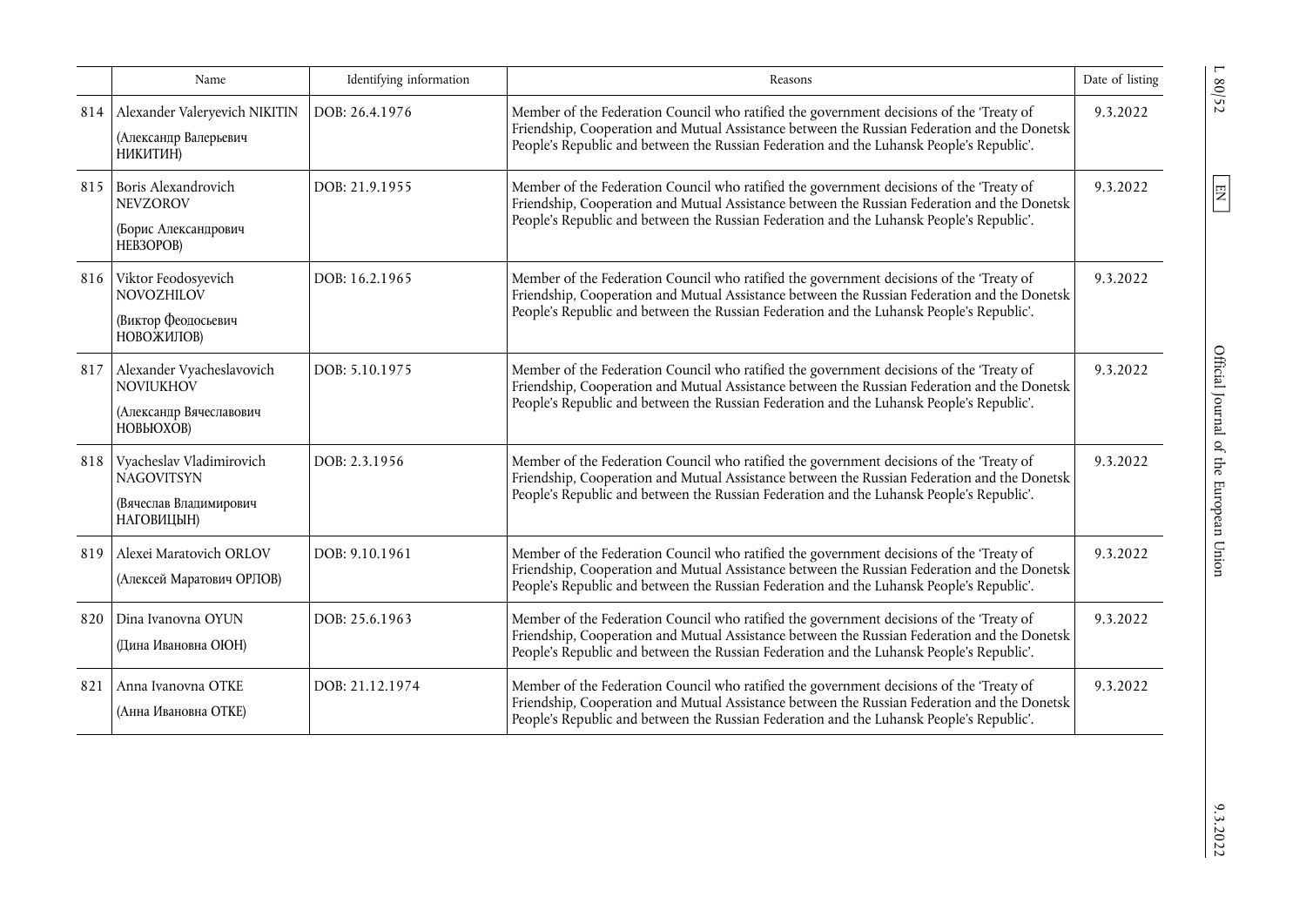| | Name | Identifying information | Reasons | Date of listing |
|---|---|---|---|---|
| 814 | Alexander Valeryevich NIKITIN (Александр Валерьевич НИКИТИН) | DOB: 26.4.1976 | Member of the Federation Council who ratified the government decisions of the 'Treaty of Friendship, Cooperation and Mutual Assistance between the Russian Federation and the Donetsk People's Republic and between the Russian Federation and the Luhansk People's Republic'. | 9.3.2022 |
| 815 | Boris Alexandrovich NEVZOROV (Борис Александрович НЕВЗОРОВ) | DOB: 21.9.1955 | Member of the Federation Council who ratified the government decisions of the 'Treaty of Friendship, Cooperation and Mutual Assistance between the Russian Federation and the Donetsk People's Republic and between the Russian Federation and the Luhansk People's Republic'. | 9.3.2022 |
| 816 | Viktor Feodosyevich NOVOZHILOV (Виктор Феодосьевич НОВОЖИЛОВ) | DOB: 16.2.1965 | Member of the Federation Council who ratified the government decisions of the 'Treaty of Friendship, Cooperation and Mutual Assistance between the Russian Federation and the Donetsk People's Republic and between the Russian Federation and the Luhansk People's Republic'. | 9.3.2022 |
| 817 | Alexander Vyacheslavovich NOVIUKHOV (Александр Вячеславович НОВЬЮХОВ) | DOB: 5.10.1975 | Member of the Federation Council who ratified the government decisions of the 'Treaty of Friendship, Cooperation and Mutual Assistance between the Russian Federation and the Donetsk People's Republic and between the Russian Federation and the Luhansk People's Republic'. | 9.3.2022 |
| 818 | Vyacheslav Vladimirovich NAGOVITSYN (Вячеслав Владимирович НАГОВИЦЫН) | DOB: 2.3.1956 | Member of the Federation Council who ratified the government decisions of the 'Treaty of Friendship, Cooperation and Mutual Assistance between the Russian Federation and the Donetsk People's Republic and between the Russian Federation and the Luhansk People's Republic'. | 9.3.2022 |
| 819 | Alexei Maratovich ORLOV (Алексей Маратович ОРЛОВ) | DOB: 9.10.1961 | Member of the Federation Council who ratified the government decisions of the 'Treaty of Friendship, Cooperation and Mutual Assistance between the Russian Federation and the Donetsk People's Republic and between the Russian Federation and the Luhansk People's Republic'. | 9.3.2022 |
| 820 | Dina Ivanovna OYUN (Дина Ивановна ОЮН) | DOB: 25.6.1963 | Member of the Federation Council who ratified the government decisions of the 'Treaty of Friendship, Cooperation and Mutual Assistance between the Russian Federation and the Donetsk People's Republic and between the Russian Federation and the Luhansk People's Republic'. | 9.3.2022 |
| 821 | Anna Ivanovna OTKE (Анна Ивановна ОТКЕ) | DOB: 21.12.1974 | Member of the Federation Council who ratified the government decisions of the 'Treaty of Friendship, Cooperation and Mutual Assistance between the Russian Federation and the Donetsk People's Republic and between the Russian Federation and the Luhansk People's Republic'. | 9.3.2022 |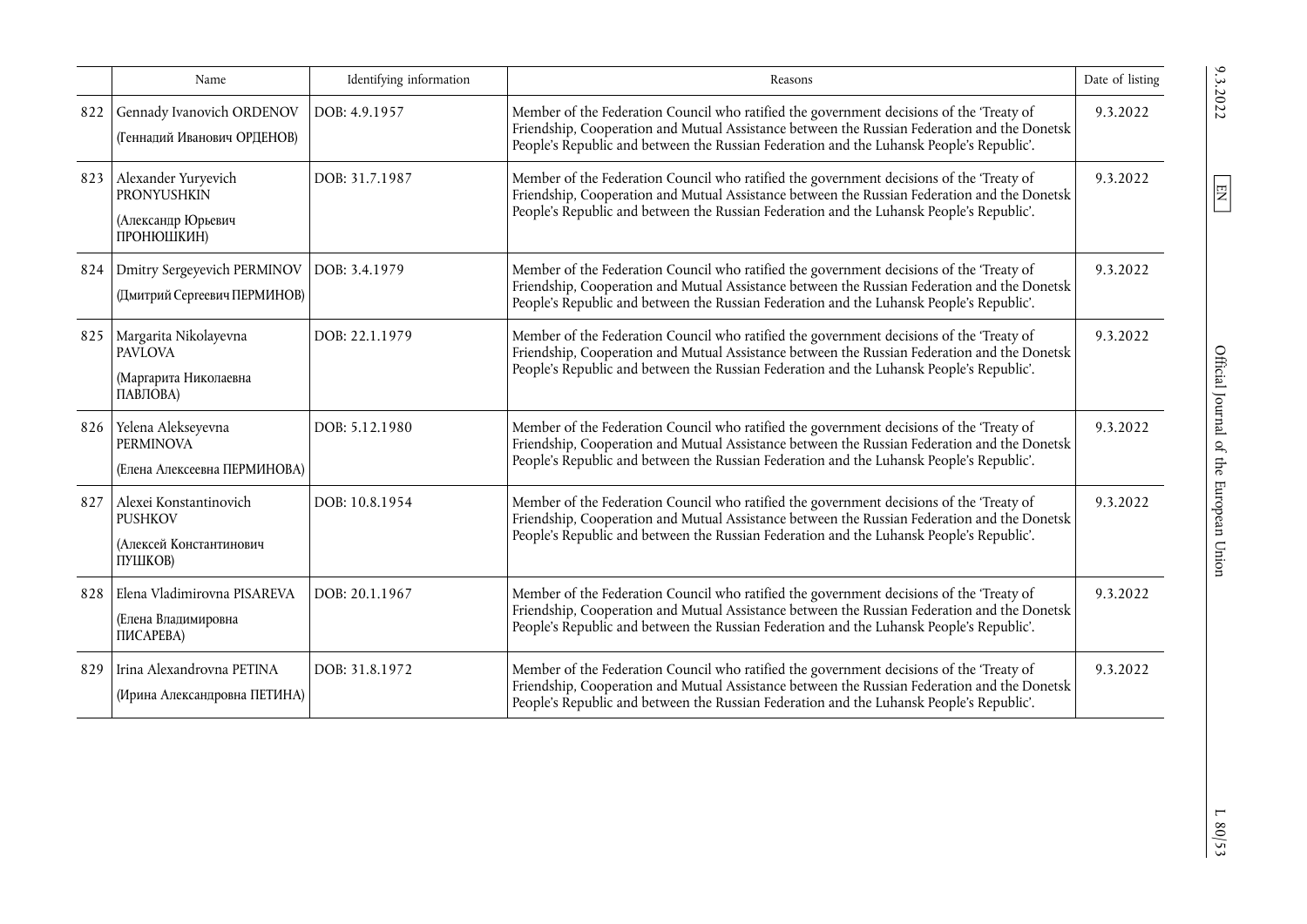|  | Name | Identifying information | Reasons | Date of listing |
|---|---|---|---|---|
| 822 | Gennady Ivanovich ORDENOV (Геннадий Иванович ОРДЕНОВ) | DOB: 4.9.1957 | Member of the Federation Council who ratified the government decisions of the 'Treaty of Friendship, Cooperation and Mutual Assistance between the Russian Federation and the Donetsk People's Republic and between the Russian Federation and the Luhansk People's Republic'. | 9.3.2022 |
| 823 | Alexander Yuryevich PRONYUSHKIN (Александр Юрьевич ПРОНЮШКИН) | DOB: 31.7.1987 | Member of the Federation Council who ratified the government decisions of the 'Treaty of Friendship, Cooperation and Mutual Assistance between the Russian Federation and the Donetsk People's Republic and between the Russian Federation and the Luhansk People's Republic'. | 9.3.2022 |
| 824 | Dmitry Sergeyevich PERMINOV (Дмитрий Сергеевич ПЕРМИНОВ) | DOB: 3.4.1979 | Member of the Federation Council who ratified the government decisions of the 'Treaty of Friendship, Cooperation and Mutual Assistance between the Russian Federation and the Donetsk People's Republic and between the Russian Federation and the Luhansk People's Republic'. | 9.3.2022 |
| 825 | Margarita Nikolayevna PAVLOVA (Маргарита Николаевна ПАВЛОВА) | DOB: 22.1.1979 | Member of the Federation Council who ratified the government decisions of the 'Treaty of Friendship, Cooperation and Mutual Assistance between the Russian Federation and the Donetsk People's Republic and between the Russian Federation and the Luhansk People's Republic'. | 9.3.2022 |
| 826 | Yelena Alekseyevna PERMINOVA (Елена Алексеевна ПЕРМИНОВА) | DOB: 5.12.1980 | Member of the Federation Council who ratified the government decisions of the 'Treaty of Friendship, Cooperation and Mutual Assistance between the Russian Federation and the Donetsk People's Republic and between the Russian Federation and the Luhansk People's Republic'. | 9.3.2022 |
| 827 | Alexei Konstantinovich PUSHKOV (Алексей Константинович ПУШКОВ) | DOB: 10.8.1954 | Member of the Federation Council who ratified the government decisions of the 'Treaty of Friendship, Cooperation and Mutual Assistance between the Russian Federation and the Donetsk People's Republic and between the Russian Federation and the Luhansk People's Republic'. | 9.3.2022 |
| 828 | Elena Vladimirovna PISAREVA (Елена Владимировна ПИСАРЕВА) | DOB: 20.1.1967 | Member of the Federation Council who ratified the government decisions of the 'Treaty of Friendship, Cooperation and Mutual Assistance between the Russian Federation and the Donetsk People's Republic and between the Russian Federation and the Luhansk People's Republic'. | 9.3.2022 |
| 829 | Irina Alexandrovna PETINA (Ирина Александровна ПЕТИНА) | DOB: 31.8.1972 | Member of the Federation Council who ratified the government decisions of the 'Treaty of Friendship, Cooperation and Mutual Assistance between the Russian Federation and the Donetsk People's Republic and between the Russian Federation and the Luhansk People's Republic'. | 9.3.2022 |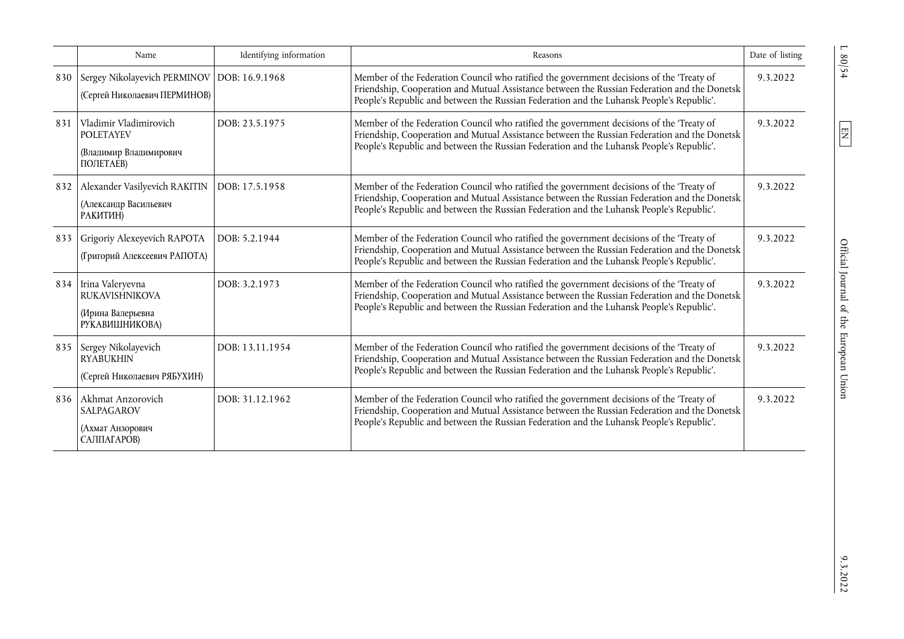| | Name | Identifying information | Reasons | Date of listing |
|---|---|---|---|---|
| 830 | Sergey Nikolayevich PERMINOV (Сергей Николаевич ПЕРМИНОВ) | DOB: 16.9.1968 | Member of the Federation Council who ratified the government decisions of the 'Treaty of Friendship, Cooperation and Mutual Assistance between the Russian Federation and the Donetsk People's Republic and between the Russian Federation and the Luhansk People's Republic'. | 9.3.2022 |
| 831 | Vladimir Vladimirovich POLETAYEV (Владимир Владимирович ПОЛЕТАЕВ) | DOB: 23.5.1975 | Member of the Federation Council who ratified the government decisions of the 'Treaty of Friendship, Cooperation and Mutual Assistance between the Russian Federation and the Donetsk People's Republic and between the Russian Federation and the Luhansk People's Republic'. | 9.3.2022 |
| 832 | Alexander Vasilyevich RAKITIN (Александр Васильевич РАКИТИН) | DOB: 17.5.1958 | Member of the Federation Council who ratified the government decisions of the 'Treaty of Friendship, Cooperation and Mutual Assistance between the Russian Federation and the Donetsk People's Republic and between the Russian Federation and the Luhansk People's Republic'. | 9.3.2022 |
| 833 | Grigoriy Alexeyevich RAPOTA (Григорий Алексеевич РАПОТА) | DOB: 5.2.1944 | Member of the Federation Council who ratified the government decisions of the 'Treaty of Friendship, Cooperation and Mutual Assistance between the Russian Federation and the Donetsk People's Republic and between the Russian Federation and the Luhansk People's Republic'. | 9.3.2022 |
| 834 | Irina Valeryevna RUKAVISHNIKOVA (Ирина Валерьевна РУКАВИШНИКОВА) | DOB: 3.2.1973 | Member of the Federation Council who ratified the government decisions of the 'Treaty of Friendship, Cooperation and Mutual Assistance between the Russian Federation and the Donetsk People's Republic and between the Russian Federation and the Luhansk People's Republic'. | 9.3.2022 |
| 835 | Sergey Nikolayevich RYABUKHIN (Сергей Николаевич РЯБУХИН) | DOB: 13.11.1954 | Member of the Federation Council who ratified the government decisions of the 'Treaty of Friendship, Cooperation and Mutual Assistance between the Russian Federation and the Donetsk People's Republic and between the Russian Federation and the Luhansk People's Republic'. | 9.3.2022 |
| 836 | Akhmat Anzorovich SALPAGAROV (Ахмат Анзорович САЛПАГАРОВ) | DOB: 31.12.1962 | Member of the Federation Council who ratified the government decisions of the 'Treaty of Friendship, Cooperation and Mutual Assistance between the Russian Federation and the Donetsk People's Republic and between the Russian Federation and the Luhansk People's Republic'. | 9.3.2022 |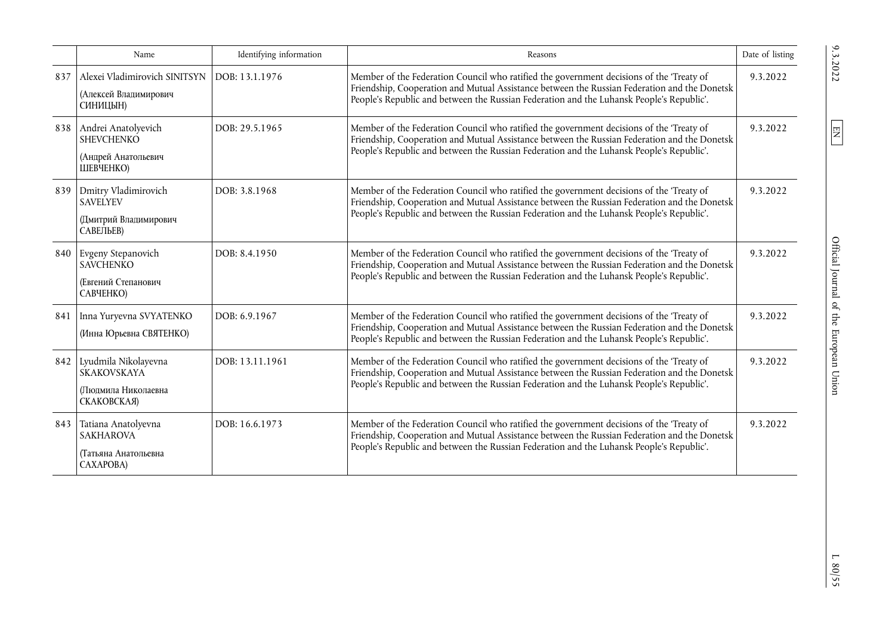| | Name | Identifying information | Reasons | Date of listing |
|---|---|---|---|---|
| 837 | Alexei Vladimirovich SINITSYN (Алексей Владимирович СИНИЦЫН) | DOB: 13.1.1976 | Member of the Federation Council who ratified the government decisions of the 'Treaty of Friendship, Cooperation and Mutual Assistance between the Russian Federation and the Donetsk People's Republic and between the Russian Federation and the Luhansk People's Republic'. | 9.3.2022 |
| 838 | Andrei Anatolyevich SHEVCHENKO (Андрей Анатольевич ШЕВЧЕНКО) | DOB: 29.5.1965 | Member of the Federation Council who ratified the government decisions of the 'Treaty of Friendship, Cooperation and Mutual Assistance between the Russian Federation and the Donetsk People's Republic and between the Russian Federation and the Luhansk People's Republic'. | 9.3.2022 |
| 839 | Dmitry Vladimirovich SAVELYEV (Дмитрий Владимирович САВЕЛЬЕВ) | DOB: 3.8.1968 | Member of the Federation Council who ratified the government decisions of the 'Treaty of Friendship, Cooperation and Mutual Assistance between the Russian Federation and the Donetsk People's Republic and between the Russian Federation and the Luhansk People's Republic'. | 9.3.2022 |
| 840 | Evgeny Stepanovich SAVCHENKO (Евгений Степанович САВЧЕНКО) | DOB: 8.4.1950 | Member of the Federation Council who ratified the government decisions of the 'Treaty of Friendship, Cooperation and Mutual Assistance between the Russian Federation and the Donetsk People's Republic and between the Russian Federation and the Luhansk People's Republic'. | 9.3.2022 |
| 841 | Inna Yuryevna SVYATENKO (Инна Юрьевна СВЯТЕНКО) | DOB: 6.9.1967 | Member of the Federation Council who ratified the government decisions of the 'Treaty of Friendship, Cooperation and Mutual Assistance between the Russian Federation and the Donetsk People's Republic and between the Russian Federation and the Luhansk People's Republic'. | 9.3.2022 |
| 842 | Lyudmila Nikolayevna SKAKOVSKAYA (Людмила Николаевна СКАКОВСКАЯ) | DOB: 13.11.1961 | Member of the Federation Council who ratified the government decisions of the 'Treaty of Friendship, Cooperation and Mutual Assistance between the Russian Federation and the Donetsk People's Republic and between the Russian Federation and the Luhansk People's Republic'. | 9.3.2022 |
| 843 | Tatiana Anatolyevna SAKHAROVA (Татьяна Анатольевна САХАРОВА) | DOB: 16.6.1973 | Member of the Federation Council who ratified the government decisions of the 'Treaty of Friendship, Cooperation and Mutual Assistance between the Russian Federation and the Donetsk People's Republic and between the Russian Federation and the Luhansk People's Republic'. | 9.3.2022 |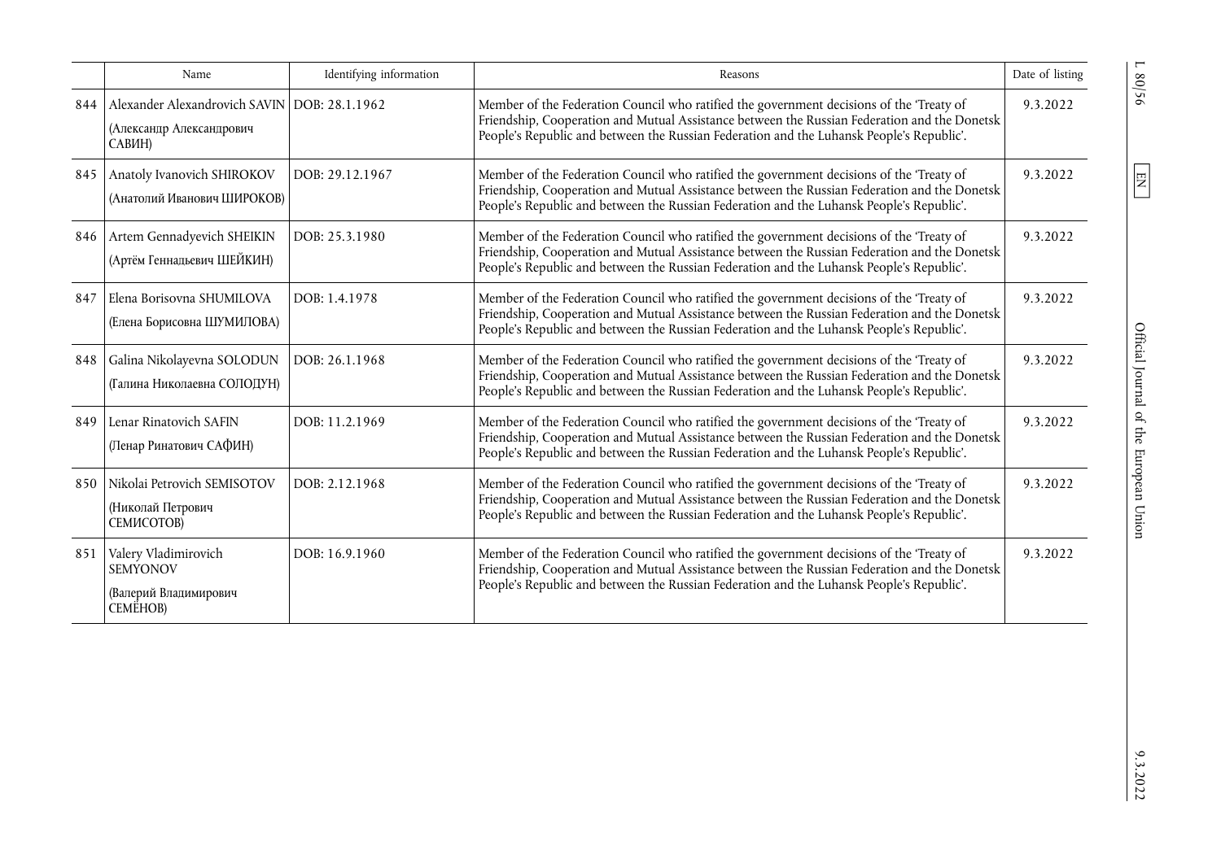| | Name | Identifying information | Reasons | Date of listing |
|---|---|---|---|---|
| 844 | Alexander Alexandrovich SAVIN (Александр Александрович САВИН) | DOB: 28.1.1962 | Member of the Federation Council who ratified the government decisions of the 'Treaty of Friendship, Cooperation and Mutual Assistance between the Russian Federation and the Donetsk People's Republic and between the Russian Federation and the Luhansk People's Republic'. | 9.3.2022 |
| 845 | Anatoly Ivanovich SHIROKOV (Анатолий Иванович ШИРОКОВ) | DOB: 29.12.1967 | Member of the Federation Council who ratified the government decisions of the 'Treaty of Friendship, Cooperation and Mutual Assistance between the Russian Federation and the Donetsk People's Republic and between the Russian Federation and the Luhansk People's Republic'. | 9.3.2022 |
| 846 | Artem Gennadyevich SHEIKIN (Артём Геннадьевич ШЕЙКИН) | DOB: 25.3.1980 | Member of the Federation Council who ratified the government decisions of the 'Treaty of Friendship, Cooperation and Mutual Assistance between the Russian Federation and the Donetsk People's Republic and between the Russian Federation and the Luhansk People's Republic'. | 9.3.2022 |
| 847 | Elena Borisovna SHUMILOVA (Елена Борисовна ШУМИЛОВА) | DOB: 1.4.1978 | Member of the Federation Council who ratified the government decisions of the 'Treaty of Friendship, Cooperation and Mutual Assistance between the Russian Federation and the Donetsk People's Republic and between the Russian Federation and the Luhansk People's Republic'. | 9.3.2022 |
| 848 | Galina Nikolayevna SOLODUN (Галина Николаевна СОЛОДУН) | DOB: 26.1.1968 | Member of the Federation Council who ratified the government decisions of the 'Treaty of Friendship, Cooperation and Mutual Assistance between the Russian Federation and the Donetsk People's Republic and between the Russian Federation and the Luhansk People's Republic'. | 9.3.2022 |
| 849 | Lenar Rinatovich SAFIN (Ленар Ринатович САФИН) | DOB: 11.2.1969 | Member of the Federation Council who ratified the government decisions of the 'Treaty of Friendship, Cooperation and Mutual Assistance between the Russian Federation and the Donetsk People's Republic and between the Russian Federation and the Luhansk People's Republic'. | 9.3.2022 |
| 850 | Nikolai Petrovich SEMISOTOV (Николай Петрович СЕМИСОТОВ) | DOB: 2.12.1968 | Member of the Federation Council who ratified the government decisions of the 'Treaty of Friendship, Cooperation and Mutual Assistance between the Russian Federation and the Donetsk People's Republic and between the Russian Federation and the Luhansk People's Republic'. | 9.3.2022 |
| 851 | Valery Vladimirovich SEMYONOV (Валерий Владимирович СЕМЁНОВ) | DOB: 16.9.1960 | Member of the Federation Council who ratified the government decisions of the 'Treaty of Friendship, Cooperation and Mutual Assistance between the Russian Federation and the Donetsk People's Republic and between the Russian Federation and the Luhansk People's Republic'. | 9.3.2022 |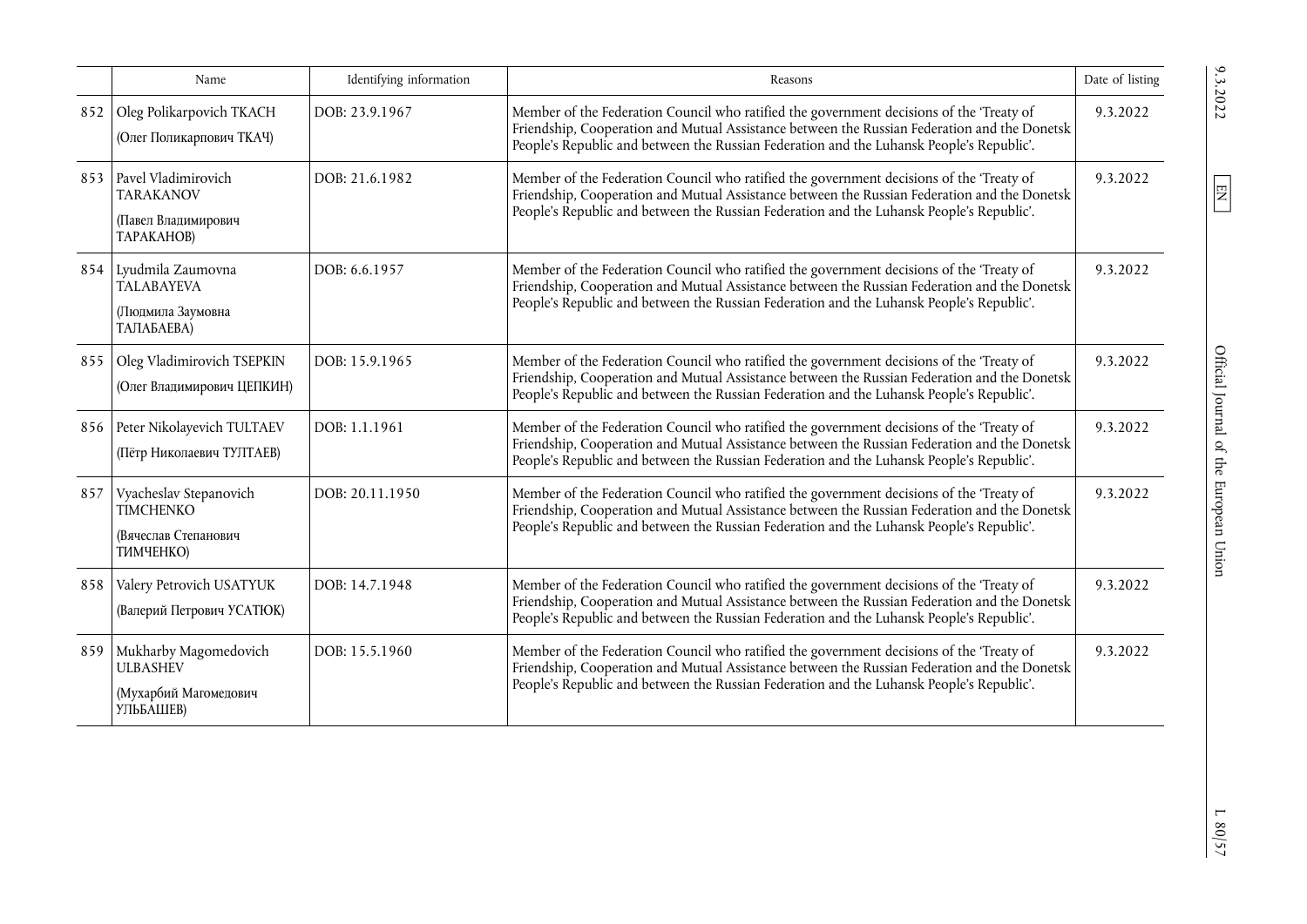| | Name | Identifying information | Reasons | Date of listing |
|---|---|---|---|---|
| 852 | Oleg Polikarpovich TKACH (Олег Поликарпович ТКАЧ) | DOB: 23.9.1967 | Member of the Federation Council who ratified the government decisions of the 'Treaty of Friendship, Cooperation and Mutual Assistance between the Russian Federation and the Donetsk People's Republic and between the Russian Federation and the Luhansk People's Republic'. | 9.3.2022 |
| 853 | Pavel Vladimirovich TARAKANOV (Павел Владимирович ТАРАКАНОВ) | DOB: 21.6.1982 | Member of the Federation Council who ratified the government decisions of the 'Treaty of Friendship, Cooperation and Mutual Assistance between the Russian Federation and the Donetsk People's Republic and between the Russian Federation and the Luhansk People's Republic'. | 9.3.2022 |
| 854 | Lyudmila Zaumovna TALABAYEVA (Людмила Заумовна ТАЛАБАЕВА) | DOB: 6.6.1957 | Member of the Federation Council who ratified the government decisions of the 'Treaty of Friendship, Cooperation and Mutual Assistance between the Russian Federation and the Donetsk People's Republic and between the Russian Federation and the Luhansk People's Republic'. | 9.3.2022 |
| 855 | Oleg Vladimirovich TSEPKIN (Олег Владимирович ЦЕПКИН) | DOB: 15.9.1965 | Member of the Federation Council who ratified the government decisions of the 'Treaty of Friendship, Cooperation and Mutual Assistance between the Russian Federation and the Donetsk People's Republic and between the Russian Federation and the Luhansk People's Republic'. | 9.3.2022 |
| 856 | Peter Nikolayevich TULTAEV (Пётр Николаевич ТУЛТАЕВ) | DOB: 1.1.1961 | Member of the Federation Council who ratified the government decisions of the 'Treaty of Friendship, Cooperation and Mutual Assistance between the Russian Federation and the Donetsk People's Republic and between the Russian Federation and the Luhansk People's Republic'. | 9.3.2022 |
| 857 | Vyacheslav Stepanovich TIMCHENKO (Вячеслав Степанович ТИМЧЕНКО) | DOB: 20.11.1950 | Member of the Federation Council who ratified the government decisions of the 'Treaty of Friendship, Cooperation and Mutual Assistance between the Russian Federation and the Donetsk People's Republic and between the Russian Federation and the Luhansk People's Republic'. | 9.3.2022 |
| 858 | Valery Petrovich USATYUK (Валерий Петрович УСАТЮК) | DOB: 14.7.1948 | Member of the Federation Council who ratified the government decisions of the 'Treaty of Friendship, Cooperation and Mutual Assistance between the Russian Federation and the Donetsk People's Republic and between the Russian Federation and the Luhansk People's Republic'. | 9.3.2022 |
| 859 | Mukharby Magomedovich ULBASHEV (Мухарбий Магомедович УЛЬБАШЕВ) | DOB: 15.5.1960 | Member of the Federation Council who ratified the government decisions of the 'Treaty of Friendship, Cooperation and Mutual Assistance between the Russian Federation and the Donetsk People's Republic and between the Russian Federation and the Luhansk People's Republic'. | 9.3.2022 |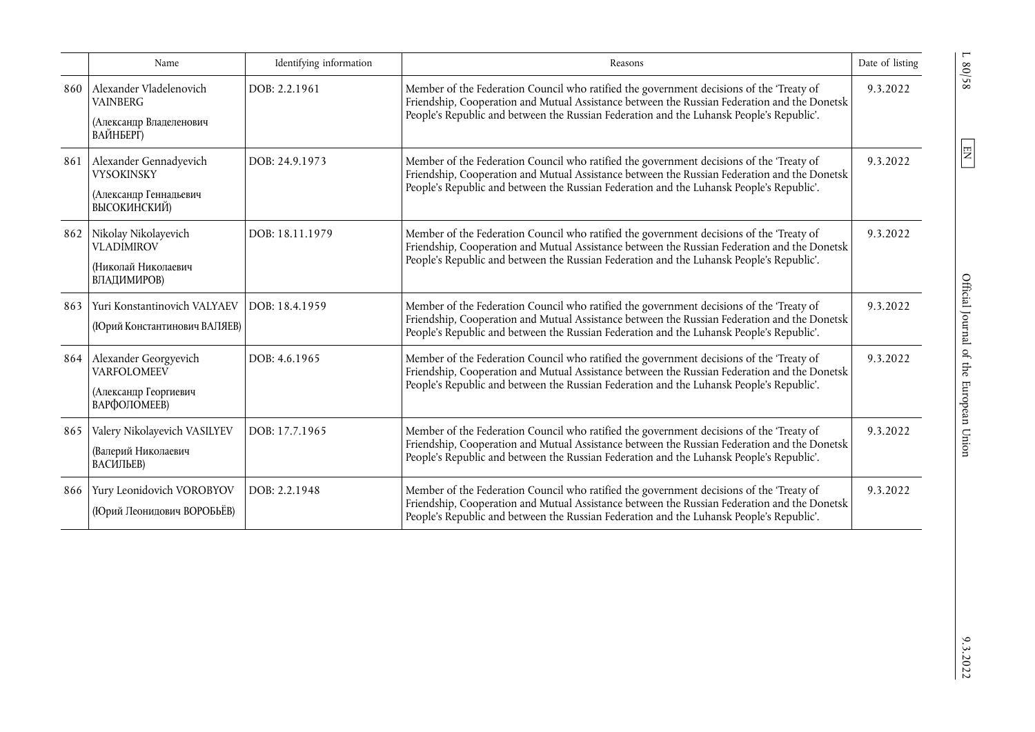| | Name | Identifying information | Reasons | Date of listing |
|---|---|---|---|---|
| 860 | Alexander Vladelenovich VAINBERG (Александр Владеленович ВАЙНБЕРГ) | DOB: 2.2.1961 | Member of the Federation Council who ratified the government decisions of the 'Treaty of Friendship, Cooperation and Mutual Assistance between the Russian Federation and the Donetsk People's Republic and between the Russian Federation and the Luhansk People's Republic'. | 9.3.2022 |
| 861 | Alexander Gennadyevich VYSOKINSKY (Александр Геннадьевич ВЫСОКИНСКИЙ) | DOB: 24.9.1973 | Member of the Federation Council who ratified the government decisions of the 'Treaty of Friendship, Cooperation and Mutual Assistance between the Russian Federation and the Donetsk People's Republic and between the Russian Federation and the Luhansk People's Republic'. | 9.3.2022 |
| 862 | Nikolay Nikolayevich VLADIMIROV (Николай Николаевич ВЛАДИМИРОВ) | DOB: 18.11.1979 | Member of the Federation Council who ratified the government decisions of the 'Treaty of Friendship, Cooperation and Mutual Assistance between the Russian Federation and the Donetsk People's Republic and between the Russian Federation and the Luhansk People's Republic'. | 9.3.2022 |
| 863 | Yuri Konstantinovich VALYAEV (Юрий Константинович ВАЛЯЕВ) | DOB: 18.4.1959 | Member of the Federation Council who ratified the government decisions of the 'Treaty of Friendship, Cooperation and Mutual Assistance between the Russian Federation and the Donetsk People's Republic and between the Russian Federation and the Luhansk People's Republic'. | 9.3.2022 |
| 864 | Alexander Georgyevich VARFOLOMEEV (Александр Георгиевич ВАРФОЛОМЕЕВ) | DOB: 4.6.1965 | Member of the Federation Council who ratified the government decisions of the 'Treaty of Friendship, Cooperation and Mutual Assistance between the Russian Federation and the Donetsk People's Republic and between the Russian Federation and the Luhansk People's Republic'. | 9.3.2022 |
| 865 | Valery Nikolayevich VASILYEV (Валерий Николаевич ВАСИЛЬЕВ) | DOB: 17.7.1965 | Member of the Federation Council who ratified the government decisions of the 'Treaty of Friendship, Cooperation and Mutual Assistance between the Russian Federation and the Donetsk People's Republic and between the Russian Federation and the Luhansk People's Republic'. | 9.3.2022 |
| 866 | Yury Leonidovich VOROBYOV (Юрий Леонидович ВОРОБЬЁВ) | DOB: 2.2.1948 | Member of the Federation Council who ratified the government decisions of the 'Treaty of Friendship, Cooperation and Mutual Assistance between the Russian Federation and the Donetsk People's Republic and between the Russian Federation and the Luhansk People's Republic'. | 9.3.2022 |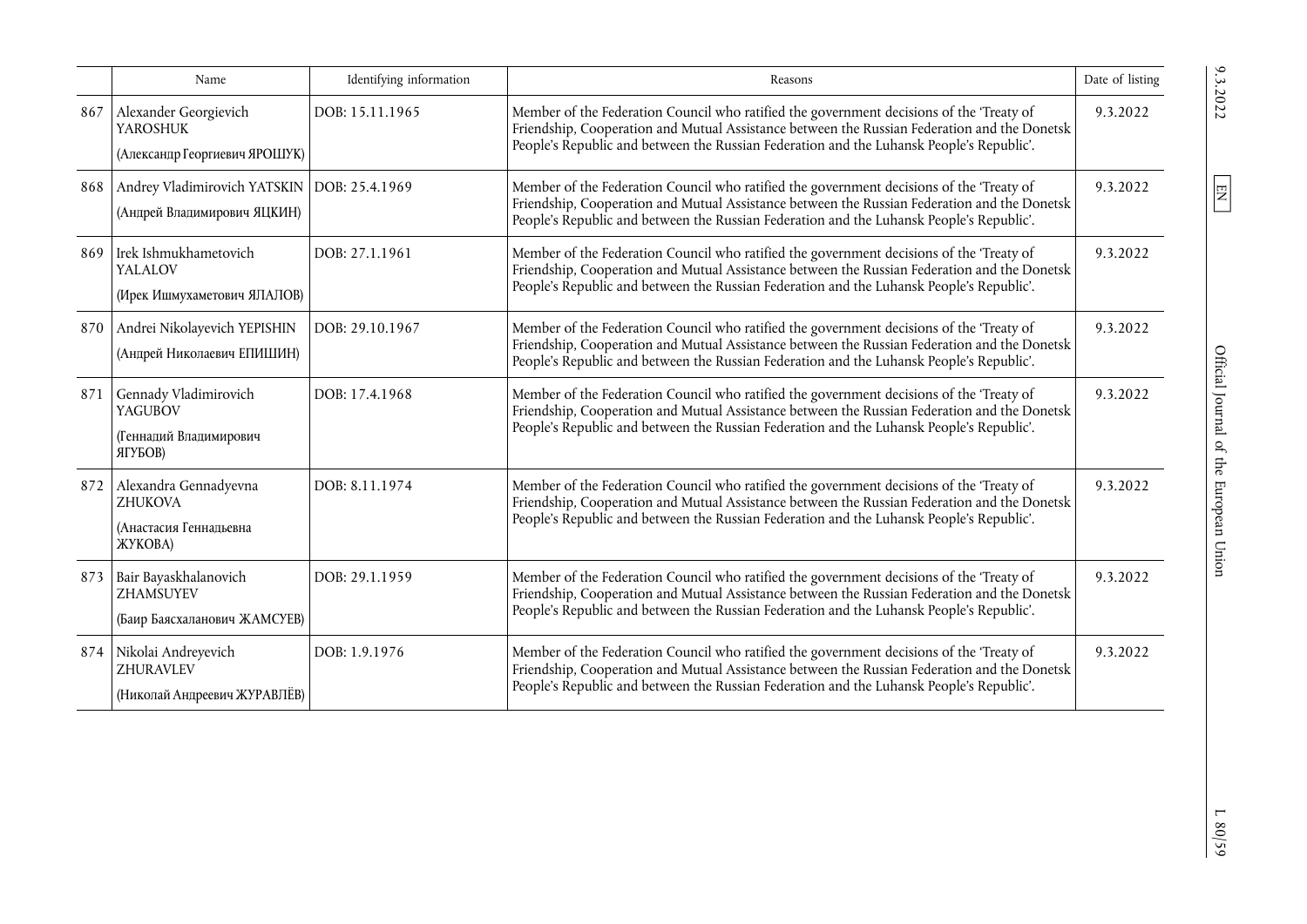| | Name | Identifying information | Reasons | Date of listing |
|---|---|---|---|---|
| 867 | Alexander Georgievich YAROSHUK (Александр Георгиевич ЯРОШУК) | DOB: 15.11.1965 | Member of the Federation Council who ratified the government decisions of the 'Treaty of Friendship, Cooperation and Mutual Assistance between the Russian Federation and the Donetsk People's Republic and between the Russian Federation and the Luhansk People's Republic'. | 9.3.2022 |
| 868 | Andrey Vladimirovich YATSKIN (Андрей Владимирович ЯЦКИН) | DOB: 25.4.1969 | Member of the Federation Council who ratified the government decisions of the 'Treaty of Friendship, Cooperation and Mutual Assistance between the Russian Federation and the Donetsk People's Republic and between the Russian Federation and the Luhansk People's Republic'. | 9.3.2022 |
| 869 | Irek Ishmukhametovich YALALOV (Ирек Ишмухаметович ЯЛАЛОВ) | DOB: 27.1.1961 | Member of the Federation Council who ratified the government decisions of the 'Treaty of Friendship, Cooperation and Mutual Assistance between the Russian Federation and the Donetsk People's Republic and between the Russian Federation and the Luhansk People's Republic'. | 9.3.2022 |
| 870 | Andrei Nikolayevich YEPISHIN (Андрей Николаевич ЕПИШИН) | DOB: 29.10.1967 | Member of the Federation Council who ratified the government decisions of the 'Treaty of Friendship, Cooperation and Mutual Assistance between the Russian Federation and the Donetsk People's Republic and between the Russian Federation and the Luhansk People's Republic'. | 9.3.2022 |
| 871 | Gennady Vladimirovich YAGUBOV (Геннадий Владимирович ЯГУБОВ) | DOB: 17.4.1968 | Member of the Federation Council who ratified the government decisions of the 'Treaty of Friendship, Cooperation and Mutual Assistance between the Russian Federation and the Donetsk People's Republic and between the Russian Federation and the Luhansk People's Republic'. | 9.3.2022 |
| 872 | Alexandra Gennadyevna ZHUKOVA (Анастасия Геннадьевна ЖУКОВА) | DOB: 8.11.1974 | Member of the Federation Council who ratified the government decisions of the 'Treaty of Friendship, Cooperation and Mutual Assistance between the Russian Federation and the Donetsk People's Republic and between the Russian Federation and the Luhansk People's Republic'. | 9.3.2022 |
| 873 | Bair Bayaskhalanovich ZHAMSUYEV (Баир Баясхаланович ЖАМСУЕВ) | DOB: 29.1.1959 | Member of the Federation Council who ratified the government decisions of the 'Treaty of Friendship, Cooperation and Mutual Assistance between the Russian Federation and the Donetsk People's Republic and between the Russian Federation and the Luhansk People's Republic'. | 9.3.2022 |
| 874 | Nikolai Andreyevich ZHURAVLEV (Николай Андреевич ЖУРАВЛЁВ) | DOB: 1.9.1976 | Member of the Federation Council who ratified the government decisions of the 'Treaty of Friendship, Cooperation and Mutual Assistance between the Russian Federation and the Donetsk People's Republic and between the Russian Federation and the Luhansk People's Republic'. | 9.3.2022 |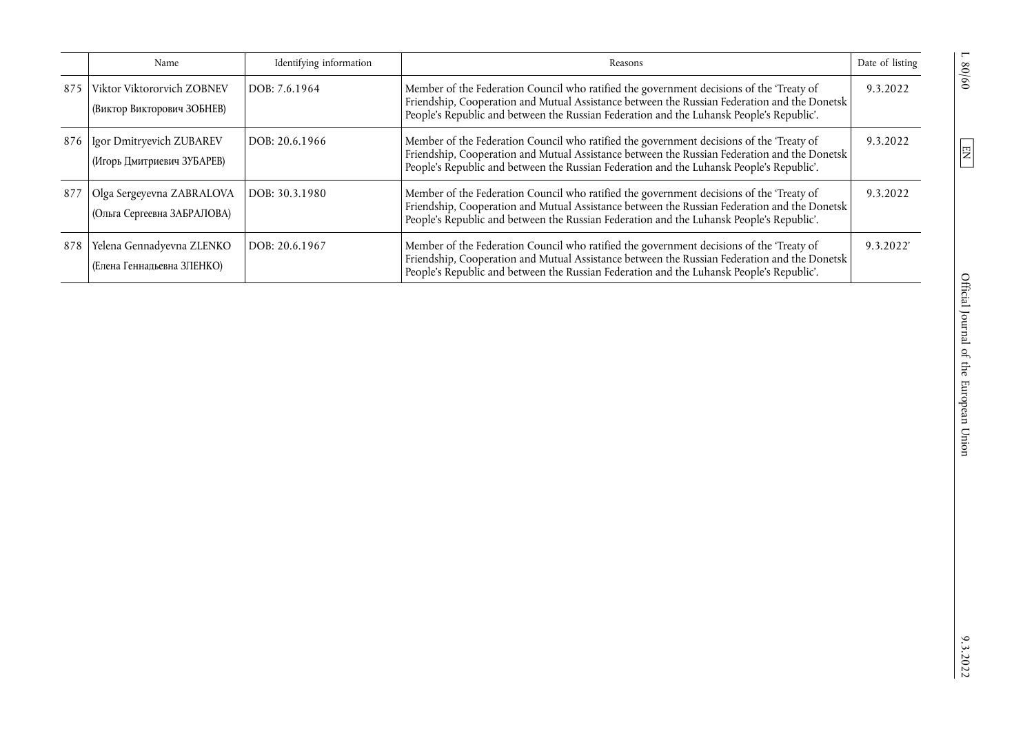| | Name | Identifying information | Reasons | Date of listing |
|---|---|---|---|---|
| 875 | Viktor Viktororvich ZOBNEV (Виктор Викторович ЗОБНЕВ) | DOB: 7.6.1964 | Member of the Federation Council who ratified the government decisions of the 'Treaty of Friendship, Cooperation and Mutual Assistance between the Russian Federation and the Donetsk People's Republic and between the Russian Federation and the Luhansk People's Republic'. | 9.3.2022 |
| 876 | Igor Dmitryevich ZUBAREV (Игорь Дмитриевич ЗУБАРЕВ) | DOB: 20.6.1966 | Member of the Federation Council who ratified the government decisions of the 'Treaty of Friendship, Cooperation and Mutual Assistance between the Russian Federation and the Donetsk People's Republic and between the Russian Federation and the Luhansk People's Republic'. | 9.3.2022 |
| 877 | Olga Sergeyevna ZABRALOVA (Ольга Сергеевна ЗАБРАЛОВА) | DOB: 30.3.1980 | Member of the Federation Council who ratified the government decisions of the 'Treaty of Friendship, Cooperation and Mutual Assistance between the Russian Federation and the Donetsk People's Republic and between the Russian Federation and the Luhansk People's Republic'. | 9.3.2022 |
| 878 | Yelena Gennadyevna ZLENKO (Елена Геннадьевна ЗЛЕНКО) | DOB: 20.6.1967 | Member of the Federation Council who ratified the government decisions of the 'Treaty of Friendship, Cooperation and Mutual Assistance between the Russian Federation and the Donetsk People's Republic and between the Russian Federation and the Luhansk People's Republic'. | 9.3.2022' |